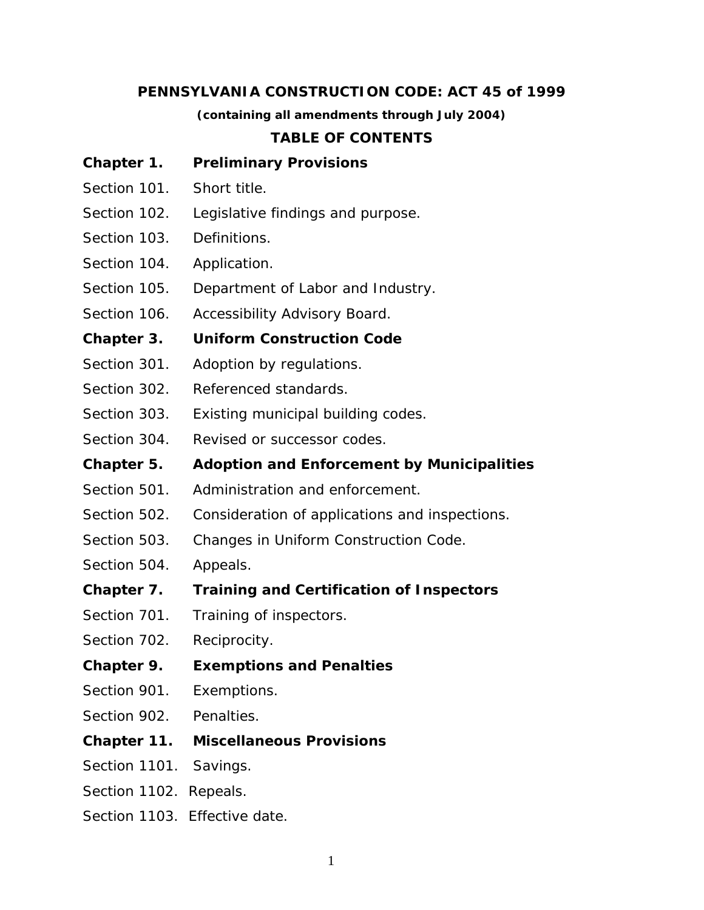# PENNSYLVANIA CONSTRUCTION CODE: ACT 45 of 1999

***(containing all amendments through July 2004)***

## TABLE OF CONTENTS

**Chapter 1. Preliminary Provisions**

Section 101. Short title.

Section 102. Legislative findings and purpose.

Section 103. Definitions.

Section 104. Application.

Section 105. Department of Labor and Industry.

Section 106. Accessibility Advisory Board.

**Chapter 3. Uniform Construction Code**

Section 301. Adoption by regulations.

Section 302. Referenced standards.

Section 303. Existing municipal building codes.

Section 304. Revised or successor codes.

**Chapter 5. Adoption and Enforcement by Municipalities**

Section 501. Administration and enforcement.

Section 502. Consideration of applications and inspections.

Section 503. Changes in Uniform Construction Code.

Section 504. Appeals.

**Chapter 7. Training and Certification of Inspectors**

Section 701. Training of inspectors.

Section 702. Reciprocity.

**Chapter 9. Exemptions and Penalties**

Section 901. Exemptions.

Section 902. Penalties.

**Chapter 11. Miscellaneous Provisions**

Section 1101. Savings.

Section 1102. Repeals.

Section 1103. Effective date.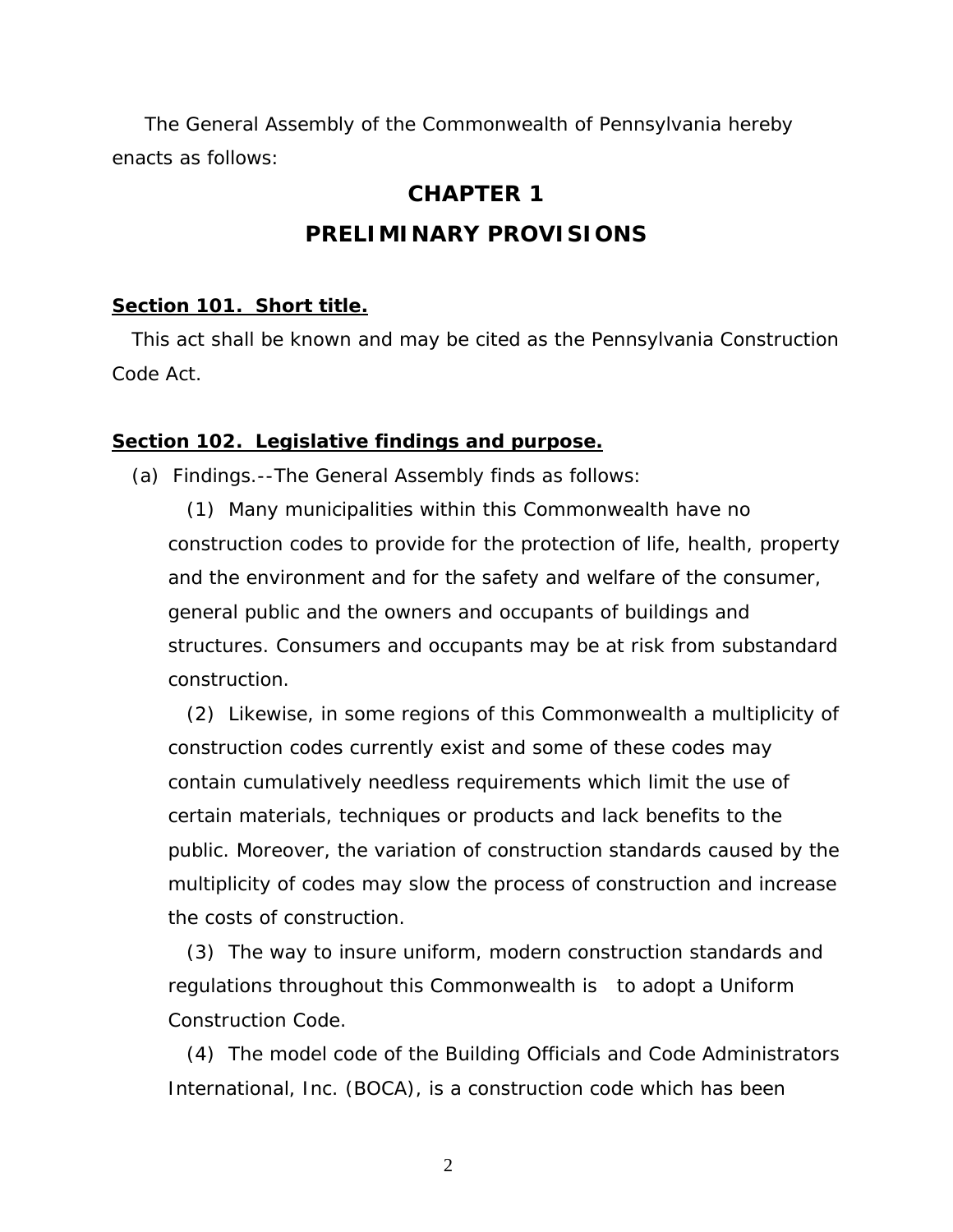The General Assembly of the Commonwealth of Pennsylvania hereby enacts as follows:

# CHAPTER 1

# PRELIMINARY PROVISIONS

**Section 101. Short title.**

This act shall be known and may be cited as the Pennsylvania Construction Code Act.

**Section 102. Legislative findings and purpose.**

(a) Findings.--The General Assembly finds as follows:

(1) Many municipalities within this Commonwealth have no construction codes to provide for the protection of life, health, property and the environment and for the safety and welfare of the consumer, general public and the owners and occupants of buildings and structures. Consumers and occupants may be at risk from substandard construction.

(2) Likewise, in some regions of this Commonwealth a multiplicity of construction codes currently exist and some of these codes may contain cumulatively needless requirements which limit the use of certain materials, techniques or products and lack benefits to the public. Moreover, the variation of construction standards caused by the multiplicity of codes may slow the process of construction and increase the costs of construction.

(3) The way to insure uniform, modern construction standards and regulations throughout this Commonwealth is to adopt a Uniform Construction Code.

(4) The model code of the Building Officials and Code Administrators International, Inc. (BOCA), is a construction code which has been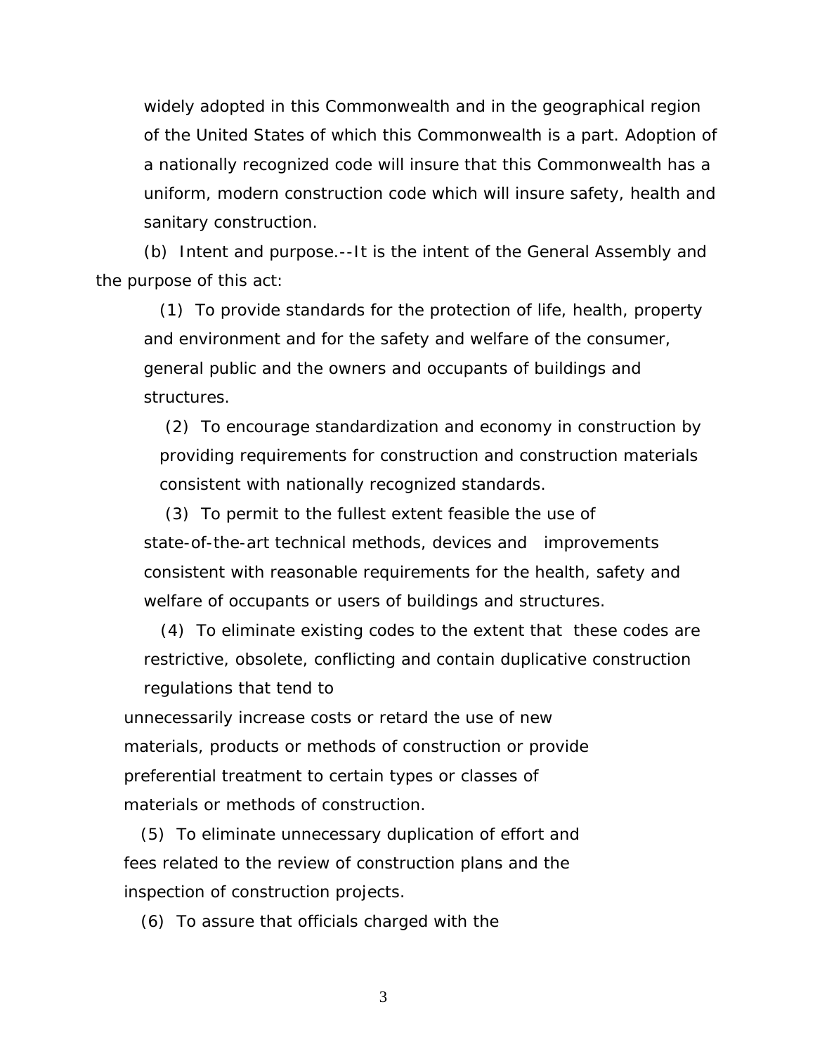widely adopted in this Commonwealth and in the geographical region of the United States of which this Commonwealth is a part. Adoption of a nationally recognized code will insure that this Commonwealth has a uniform, modern construction code which will insure safety, health and sanitary construction.

(b) Intent and purpose.--It is the intent of the General Assembly and the purpose of this act:

(1) To provide standards for the protection of life, health, property and environment and for the safety and welfare of the consumer, general public and the owners and occupants of buildings and structures.

(2) To encourage standardization and economy in construction by providing requirements for construction and construction materials consistent with nationally recognized standards.

(3) To permit to the fullest extent feasible the use of state-of-the-art technical methods, devices and improvements consistent with reasonable requirements for the health, safety and welfare of occupants or users of buildings and structures.

(4) To eliminate existing codes to the extent that these codes are restrictive, obsolete, conflicting and contain duplicative construction regulations that tend to unnecessarily increase costs or retard the use of new materials, products or methods of construction or provide preferential treatment to certain types or classes of materials or methods of construction.

(5) To eliminate unnecessary duplication of effort and fees related to the review of construction plans and the inspection of construction projects.

(6) To assure that officials charged with the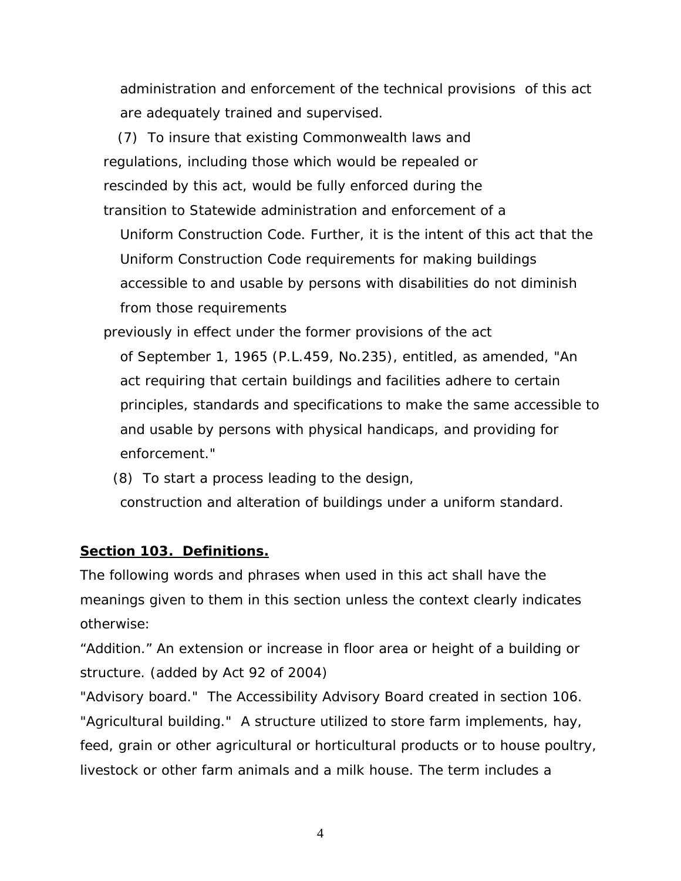administration and enforcement of the technical provisions of this act are adequately trained and supervised.

(7) To insure that existing Commonwealth laws and regulations, including those which would be repealed or rescinded by this act, would be fully enforced during the transition to Statewide administration and enforcement of a Uniform Construction Code. Further, it is the intent of this act that the Uniform Construction Code requirements for making buildings accessible to and usable by persons with disabilities do not diminish from those requirements previously in effect under the former provisions of the act of September 1, 1965 (P.L.459, No.235), entitled, as amended, "An act requiring that certain buildings and facilities adhere to certain principles, standards and specifications to make the same accessible to and usable by persons with physical handicaps, and providing for enforcement."

(8) To start a process leading to the design, construction and alteration of buildings under a uniform standard.

## Section 103. Definitions.

The following words and phrases when used in this act shall have the meanings given to them in this section unless the context clearly indicates otherwise:

"Addition." An extension or increase in floor area or height of a building or structure. (added by Act 92 of 2004)

"Advisory board." The Accessibility Advisory Board created in section 106.

"Agricultural building." A structure utilized to store farm implements, hay, feed, grain or other agricultural or horticultural products or to house poultry, livestock or other farm animals and a milk house. The term includes a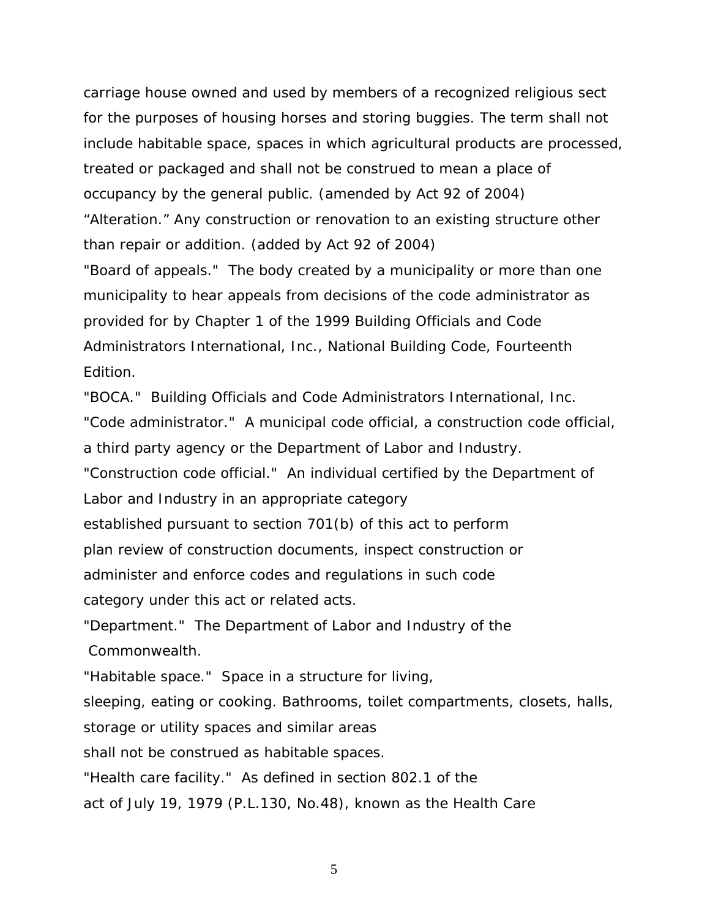carriage house owned and used by members of a recognized religious sect for the purposes of housing horses and storing buggies. The term shall not include habitable space, spaces in which agricultural products are processed, treated or packaged and shall not be construed to mean a place of occupancy by the general public. (amended by Act 92 of 2004)

"Alteration." Any construction or renovation to an existing structure other than repair or addition. (added by Act 92 of 2004)

"Board of appeals." The body created by a municipality or more than one municipality to hear appeals from decisions of the code administrator as provided for by Chapter 1 of the 1999 Building Officials and Code Administrators International, Inc., National Building Code, Fourteenth Edition.

"BOCA." Building Officials and Code Administrators International, Inc.

"Code administrator." A municipal code official, a construction code official, a third party agency or the Department of Labor and Industry.

"Construction code official." An individual certified by the Department of Labor and Industry in an appropriate category established pursuant to section 701(b) of this act to perform plan review of construction documents, inspect construction or administer and enforce codes and regulations in such code category under this act or related acts.

"Department." The Department of Labor and Industry of the Commonwealth.

"Habitable space." Space in a structure for living, sleeping, eating or cooking. Bathrooms, toilet compartments, closets, halls, storage or utility spaces and similar areas shall not be construed as habitable spaces.

"Health care facility." As defined in section 802.1 of the act of July 19, 1979 (P.L.130, No.48), known as the Health Care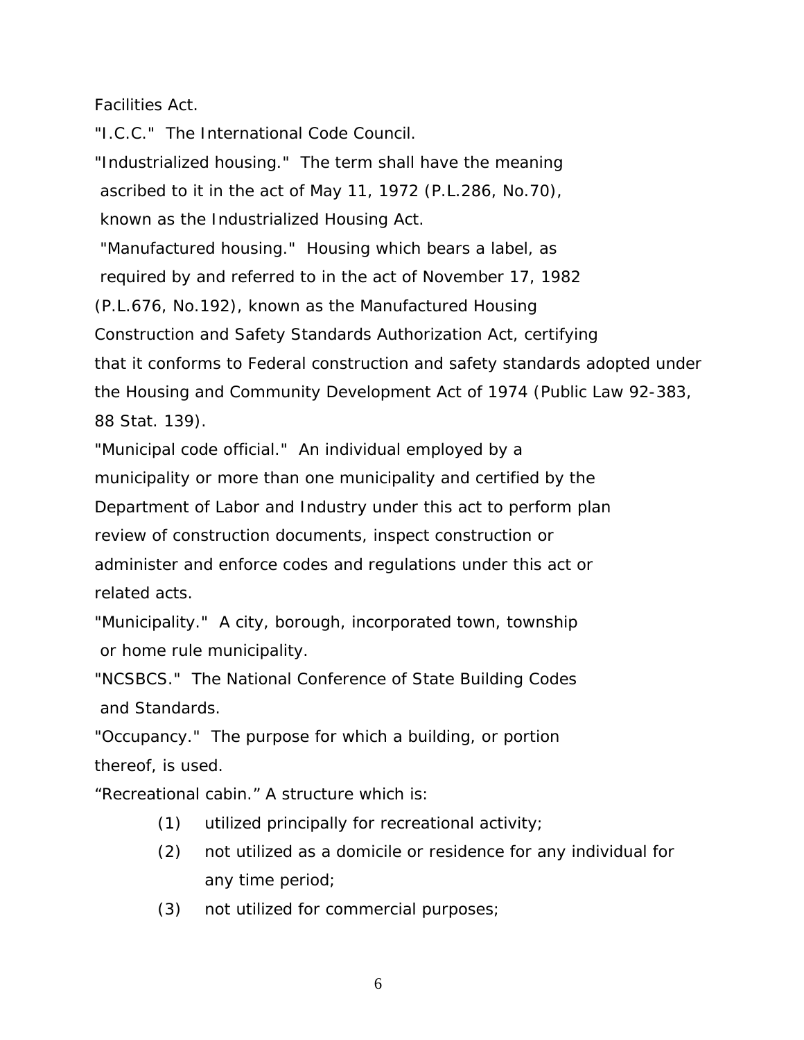Facilities Act.

"I.C.C." The International Code Council.

"Industrialized housing." The term shall have the meaning ascribed to it in the act of May 11, 1972 (P.L.286, No.70), known as the Industrialized Housing Act.

"Manufactured housing." Housing which bears a label, as required by and referred to in the act of November 17, 1982 (P.L.676, No.192), known as the Manufactured Housing Construction and Safety Standards Authorization Act, certifying that it conforms to Federal construction and safety standards adopted under the Housing and Community Development Act of 1974 (Public Law 92-383, 88 Stat. 139).

"Municipal code official." An individual employed by a municipality or more than one municipality and certified by the Department of Labor and Industry under this act to perform plan review of construction documents, inspect construction or administer and enforce codes and regulations under this act or related acts.

"Municipality." A city, borough, incorporated town, township or home rule municipality.

"NCSBCS." The National Conference of State Building Codes and Standards.

"Occupancy." The purpose for which a building, or portion thereof, is used.

"Recreational cabin." A structure which is:

(1) utilized principally for recreational activity;

(2) not utilized as a domicile or residence for any individual for any time period;

(3) not utilized for commercial purposes;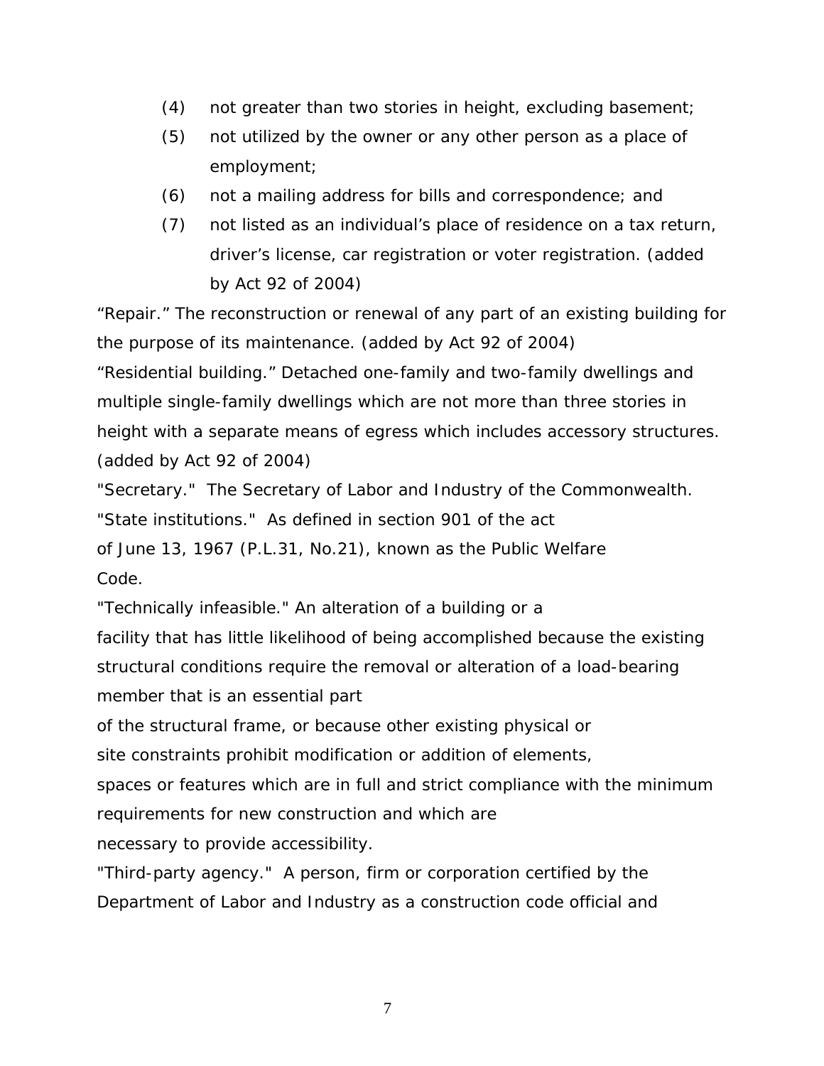(4) not greater than two stories in height, excluding basement;

(5) not utilized by the owner or any other person as a place of employment;

(6) not a mailing address for bills and correspondence; and

(7) not listed as an individual's place of residence on a tax return, driver's license, car registration or voter registration. (added by Act 92 of 2004)

"Repair." The reconstruction or renewal of any part of an existing building for the purpose of its maintenance. (added by Act 92 of 2004)

"Residential building." Detached one-family and two-family dwellings and multiple single-family dwellings which are not more than three stories in height with a separate means of egress which includes accessory structures. (added by Act 92 of 2004)

"Secretary." The Secretary of Labor and Industry of the Commonwealth.

"State institutions." As defined in section 901 of the act of June 13, 1967 (P.L.31, No.21), known as the Public Welfare Code.

"Technically infeasible." An alteration of a building or a facility that has little likelihood of being accomplished because the existing structural conditions require the removal or alteration of a load-bearing member that is an essential part of the structural frame, or because other existing physical or site constraints prohibit modification or addition of elements, spaces or features which are in full and strict compliance with the minimum requirements for new construction and which are necessary to provide accessibility.

"Third-party agency." A person, firm or corporation certified by the Department of Labor and Industry as a construction code official and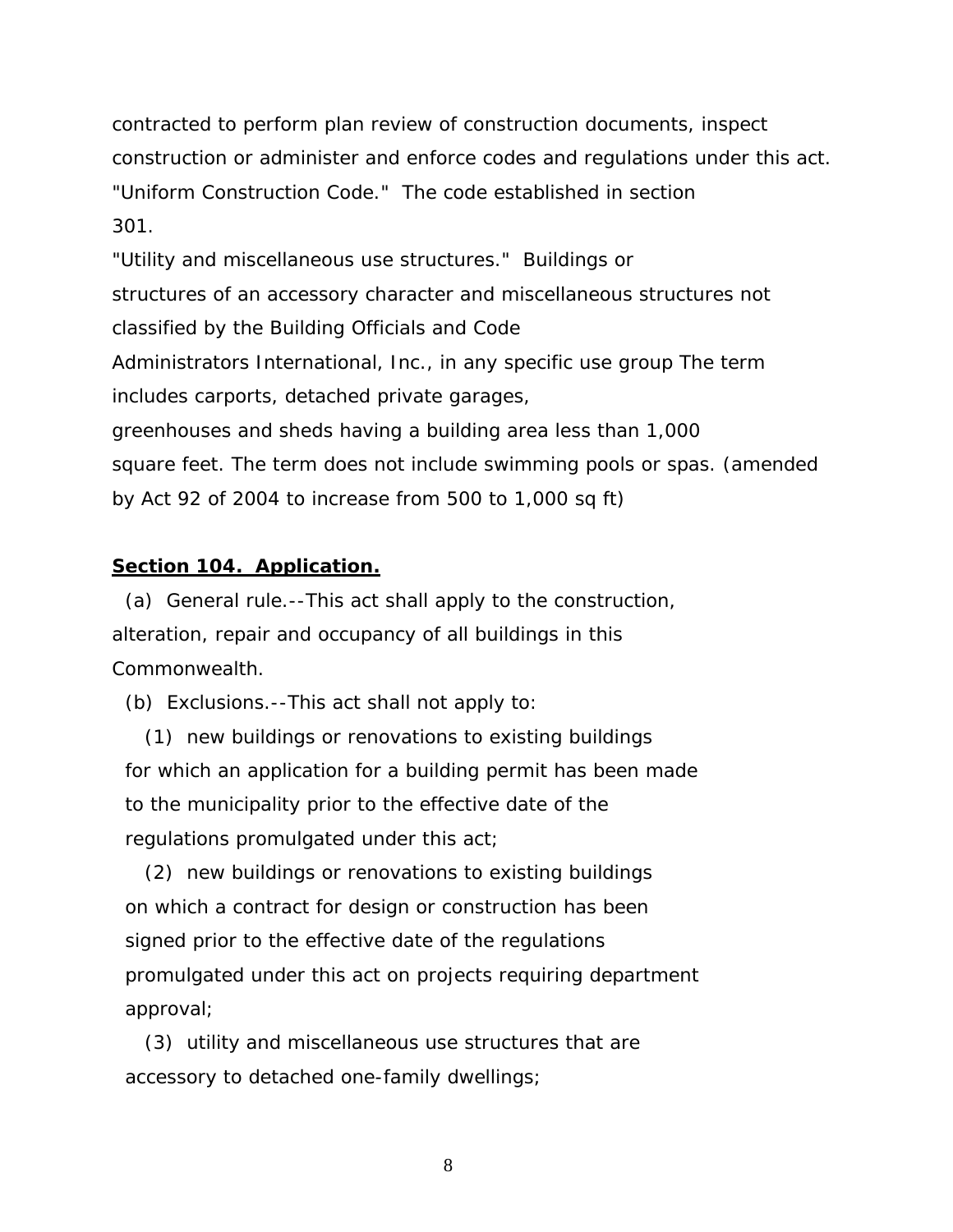contracted to perform plan review of construction documents, inspect construction or administer and enforce codes and regulations under this act.

"Uniform Construction Code." The code established in section 301.

"Utility and miscellaneous use structures." Buildings or structures of an accessory character and miscellaneous structures not classified by the Building Officials and Code Administrators International, Inc., in any specific use group The term includes carports, detached private garages, greenhouses and sheds having a building area less than 1,000 square feet. The term does not include swimming pools or spas. (amended by Act 92 of 2004 to increase from 500 to 1,000 sq ft)

## Section 104. Application.

(a) General rule.--This act shall apply to the construction, alteration, repair and occupancy of all buildings in this Commonwealth.

(b) Exclusions.--This act shall not apply to:

(1) new buildings or renovations to existing buildings for which an application for a building permit has been made to the municipality prior to the effective date of the regulations promulgated under this act;

(2) new buildings or renovations to existing buildings on which a contract for design or construction has been signed prior to the effective date of the regulations promulgated under this act on projects requiring department approval;

(3) utility and miscellaneous use structures that are accessory to detached one-family dwellings;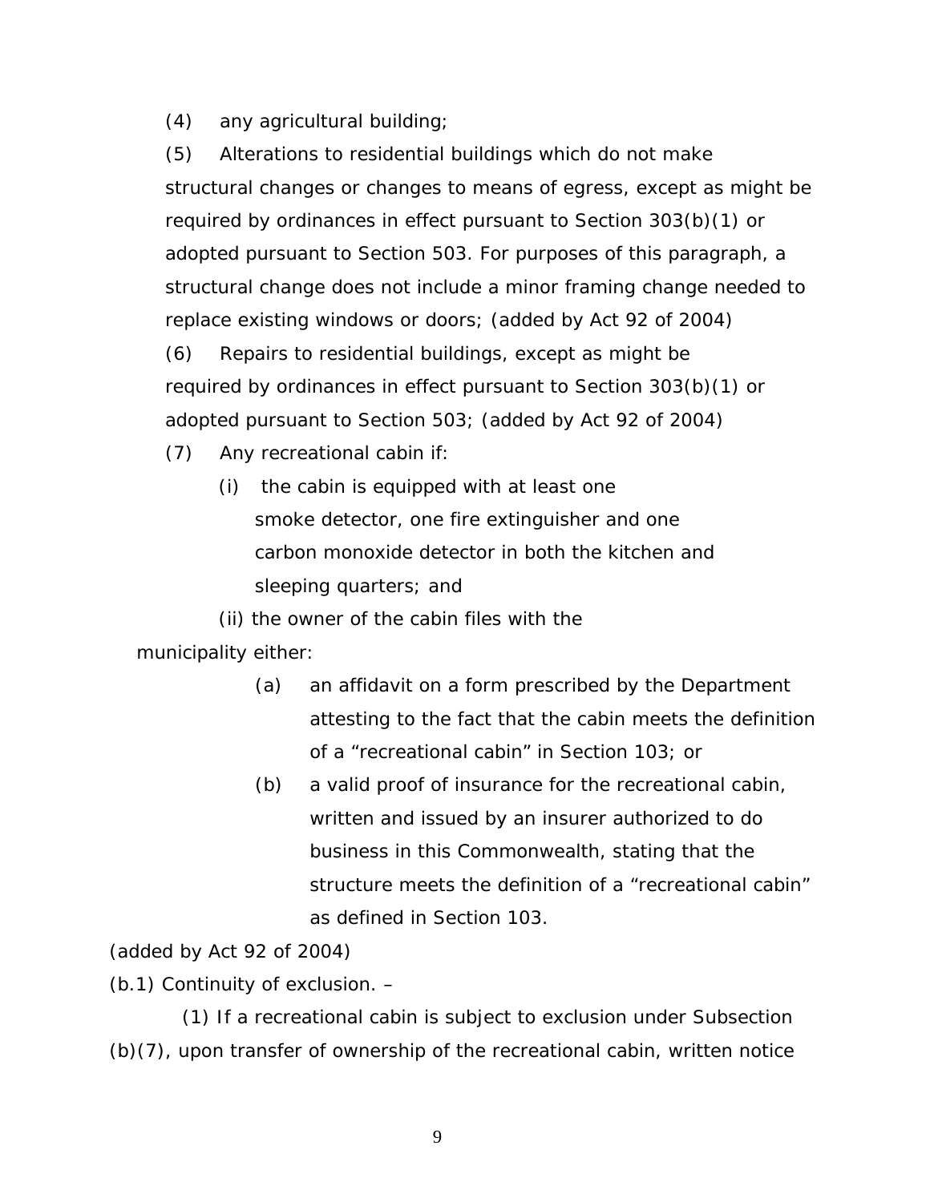(4) any agricultural building;

(5) Alterations to residential buildings which do not make structural changes or changes to means of egress, except as might be required by ordinances in effect pursuant to Section 303(b)(1) or adopted pursuant to Section 503. For purposes of this paragraph, a structural change does not include a minor framing change needed to replace existing windows or doors; (added by Act 92 of 2004)

(6) Repairs to residential buildings, except as might be required by ordinances in effect pursuant to Section 303(b)(1) or adopted pursuant to Section 503; (added by Act 92 of 2004)

(7) Any recreational cabin if:

(i) the cabin is equipped with at least one smoke detector, one fire extinguisher and one carbon monoxide detector in both the kitchen and sleeping quarters; and

(ii) the owner of the cabin files with the municipality either:

(a) an affidavit on a form prescribed by the Department attesting to the fact that the cabin meets the definition of a "recreational cabin" in Section 103; or

(b) a valid proof of insurance for the recreational cabin, written and issued by an insurer authorized to do business in this Commonwealth, stating that the structure meets the definition of a "recreational cabin" as defined in Section 103.

(added by Act 92 of 2004)

(b.1) Continuity of exclusion. –

(1) If a recreational cabin is subject to exclusion under Subsection (b)(7), upon transfer of ownership of the recreational cabin, written notice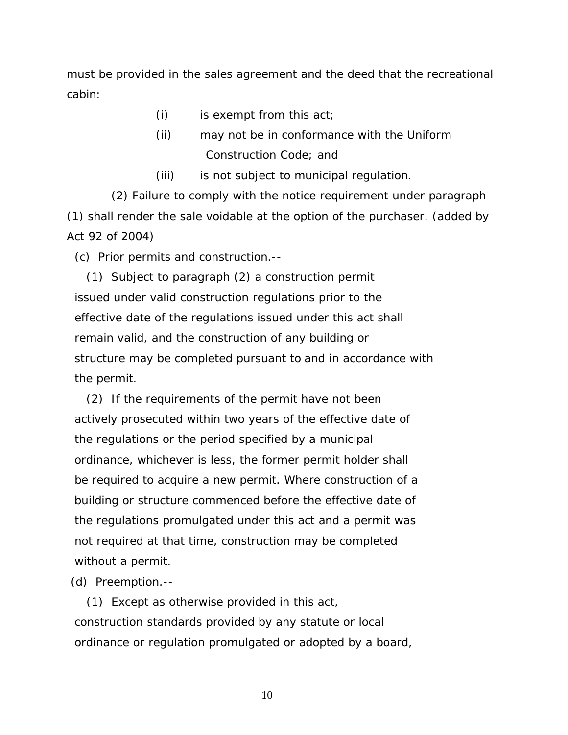must be provided in the sales agreement and the deed that the recreational cabin:

(i) is exempt from this act;

(ii) may not be in conformance with the Uniform Construction Code; and

(iii) is not subject to municipal regulation.

(2) Failure to comply with the notice requirement under paragraph (1) shall render the sale voidable at the option of the purchaser. (added by Act 92 of 2004)

(c) Prior permits and construction.--

(1) Subject to paragraph (2) a construction permit issued under valid construction regulations prior to the effective date of the regulations issued under this act shall remain valid, and the construction of any building or structure may be completed pursuant to and in accordance with the permit.

(2) If the requirements of the permit have not been actively prosecuted within two years of the effective date of the regulations or the period specified by a municipal ordinance, whichever is less, the former permit holder shall be required to acquire a new permit. Where construction of a building or structure commenced before the effective date of the regulations promulgated under this act and a permit was not required at that time, construction may be completed without a permit.

(d) Preemption.--

(1) Except as otherwise provided in this act, construction standards provided by any statute or local ordinance or regulation promulgated or adopted by a board,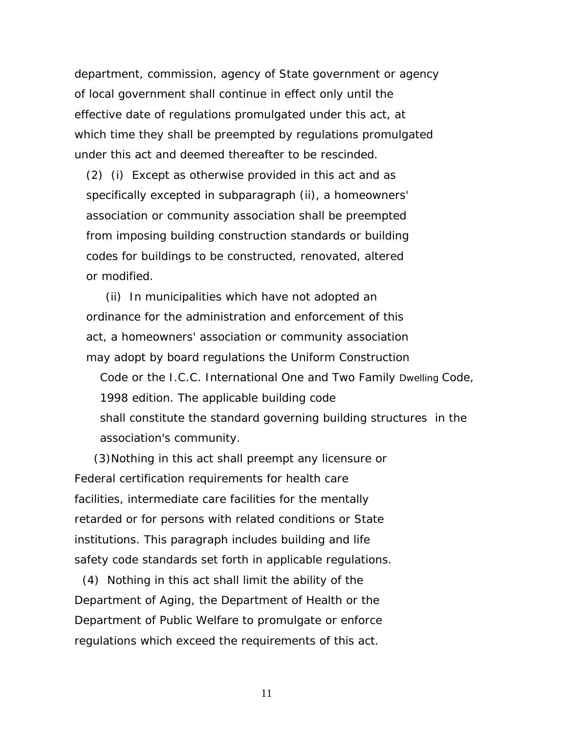department, commission, agency of State government or agency of local government shall continue in effect only until the effective date of regulations promulgated under this act, at which time they shall be preempted by regulations promulgated under this act and deemed thereafter to be rescinded.

(2) (i) Except as otherwise provided in this act and as specifically excepted in subparagraph (ii), a homeowners' association or community association shall be preempted from imposing building construction standards or building codes for buildings to be constructed, renovated, altered or modified.

(ii) In municipalities which have not adopted an ordinance for the administration and enforcement of this act, a homeowners' association or community association may adopt by board regulations the Uniform Construction Code or the I.C.C. International One and Two Family Dwelling Code, 1998 edition. The applicable building code shall constitute the standard governing building structures in the association's community.

(3) Nothing in this act shall preempt any licensure or Federal certification requirements for health care facilities, intermediate care facilities for the mentally retarded or for persons with related conditions or State institutions. This paragraph includes building and life safety code standards set forth in applicable regulations.

(4) Nothing in this act shall limit the ability of the Department of Aging, the Department of Health or the Department of Public Welfare to promulgate or enforce regulations which exceed the requirements of this act.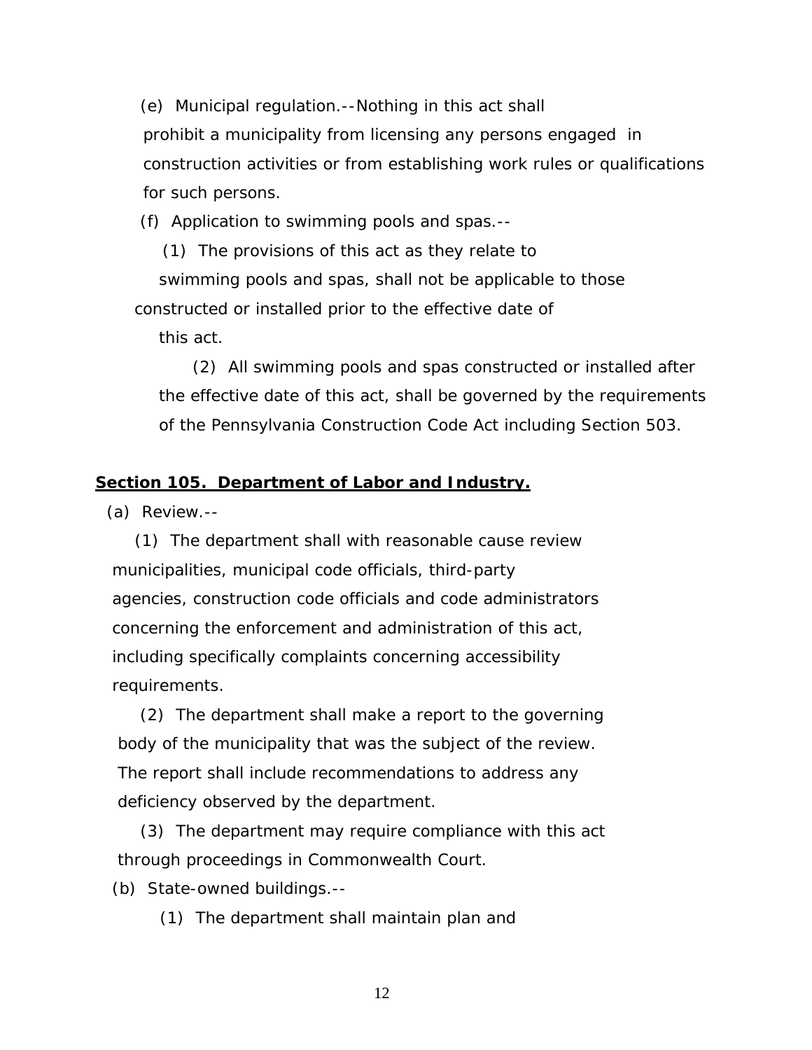(e) Municipal regulation.--Nothing in this act shall prohibit a municipality from licensing any persons engaged in construction activities or from establishing work rules or qualifications for such persons.

(f) Application to swimming pools and spas.--

(1) The provisions of this act as they relate to swimming pools and spas, shall not be applicable to those constructed or installed prior to the effective date of this act.

(2) All swimming pools and spas constructed or installed after the effective date of this act, shall be governed by the requirements of the Pennsylvania Construction Code Act including Section 503.

**Section 105. Department of Labor and Industry.**

(a) Review.--

(1) The department shall with reasonable cause review municipalities, municipal code officials, third-party agencies, construction code officials and code administrators concerning the enforcement and administration of this act, including specifically complaints concerning accessibility requirements.

(2) The department shall make a report to the governing body of the municipality that was the subject of the review. The report shall include recommendations to address any deficiency observed by the department.

(3) The department may require compliance with this act through proceedings in Commonwealth Court.

(b) State-owned buildings.--

(1) The department shall maintain plan and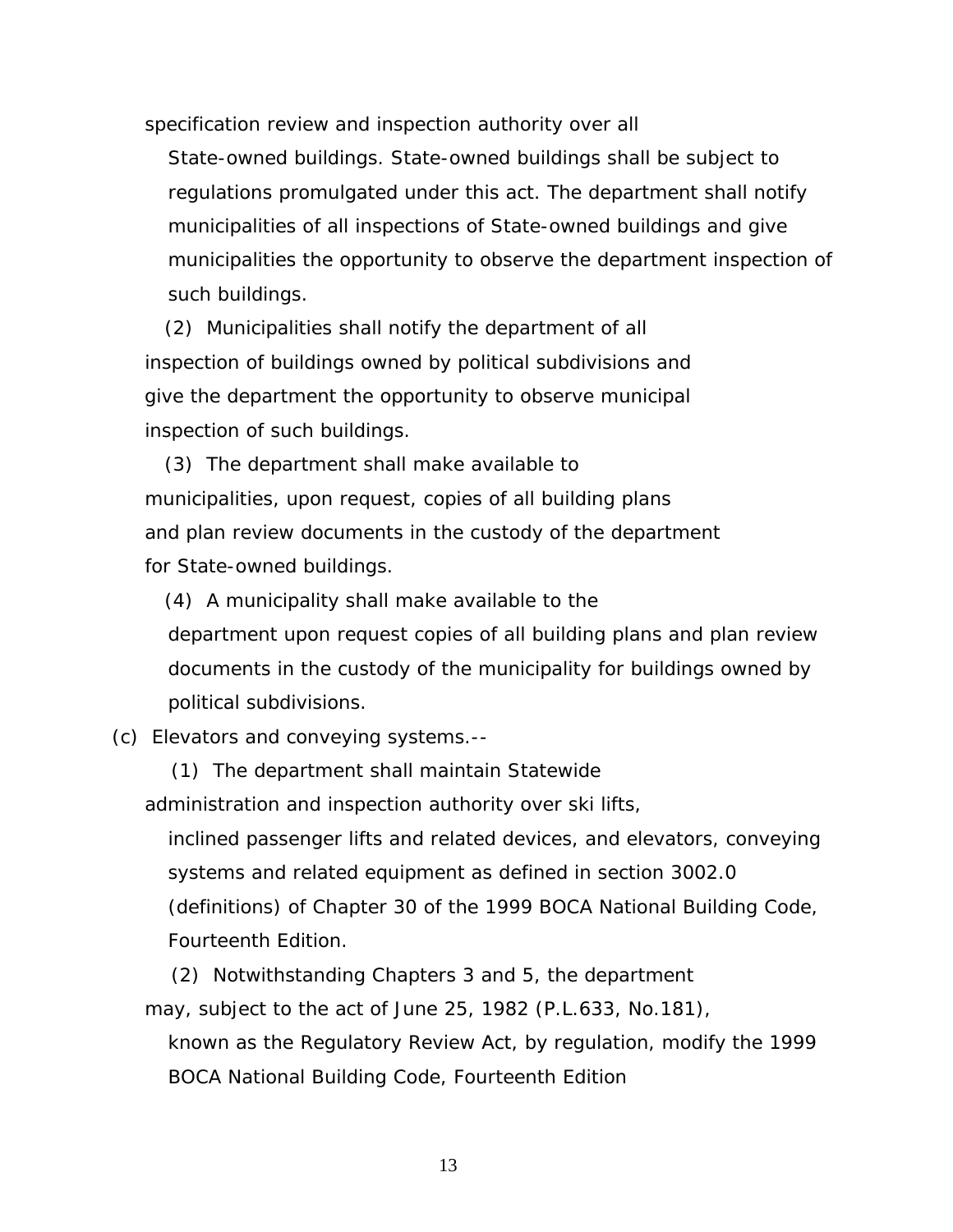specification review and inspection authority over all State-owned buildings. State-owned buildings shall be subject to regulations promulgated under this act. The department shall notify municipalities of all inspections of State-owned buildings and give municipalities the opportunity to observe the department inspection of such buildings.

(2) Municipalities shall notify the department of all inspection of buildings owned by political subdivisions and give the department the opportunity to observe municipal inspection of such buildings.

(3) The department shall make available to municipalities, upon request, copies of all building plans and plan review documents in the custody of the department for State-owned buildings.

(4) A municipality shall make available to the department upon request copies of all building plans and plan review documents in the custody of the municipality for buildings owned by political subdivisions.

(c) Elevators and conveying systems.--

(1) The department shall maintain Statewide administration and inspection authority over ski lifts, inclined passenger lifts and related devices, and elevators, conveying systems and related equipment as defined in section 3002.0 (definitions) of Chapter 30 of the 1999 BOCA National Building Code, Fourteenth Edition.

(2) Notwithstanding Chapters 3 and 5, the department may, subject to the act of June 25, 1982 (P.L.633, No.181), known as the Regulatory Review Act, by regulation, modify the 1999 BOCA National Building Code, Fourteenth Edition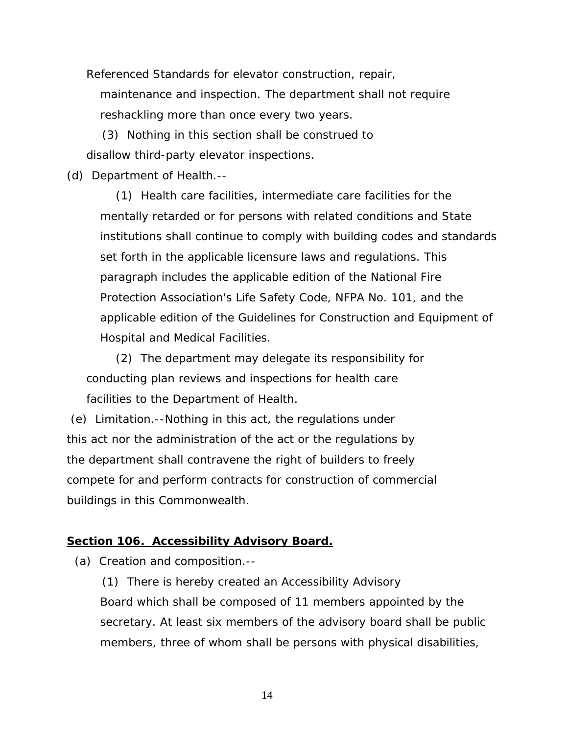Referenced Standards for elevator construction, repair, maintenance and inspection. The department shall not require reshackling more than once every two years.

(3) Nothing in this section shall be construed to disallow third-party elevator inspections.

(d) Department of Health.--

(1) Health care facilities, intermediate care facilities for the mentally retarded or for persons with related conditions and State institutions shall continue to comply with building codes and standards set forth in the applicable licensure laws and regulations. This paragraph includes the applicable edition of the National Fire Protection Association's Life Safety Code, NFPA No. 101, and the applicable edition of the Guidelines for Construction and Equipment of Hospital and Medical Facilities.

(2) The department may delegate its responsibility for conducting plan reviews and inspections for health care facilities to the Department of Health.

(e) Limitation.--Nothing in this act, the regulations under this act nor the administration of the act or the regulations by the department shall contravene the right of builders to freely compete for and perform contracts for construction of commercial buildings in this Commonwealth.

**Section 106. Accessibility Advisory Board.**

(a) Creation and composition.--

(1) There is hereby created an Accessibility Advisory Board which shall be composed of 11 members appointed by the secretary. At least six members of the advisory board shall be public members, three of whom shall be persons with physical disabilities,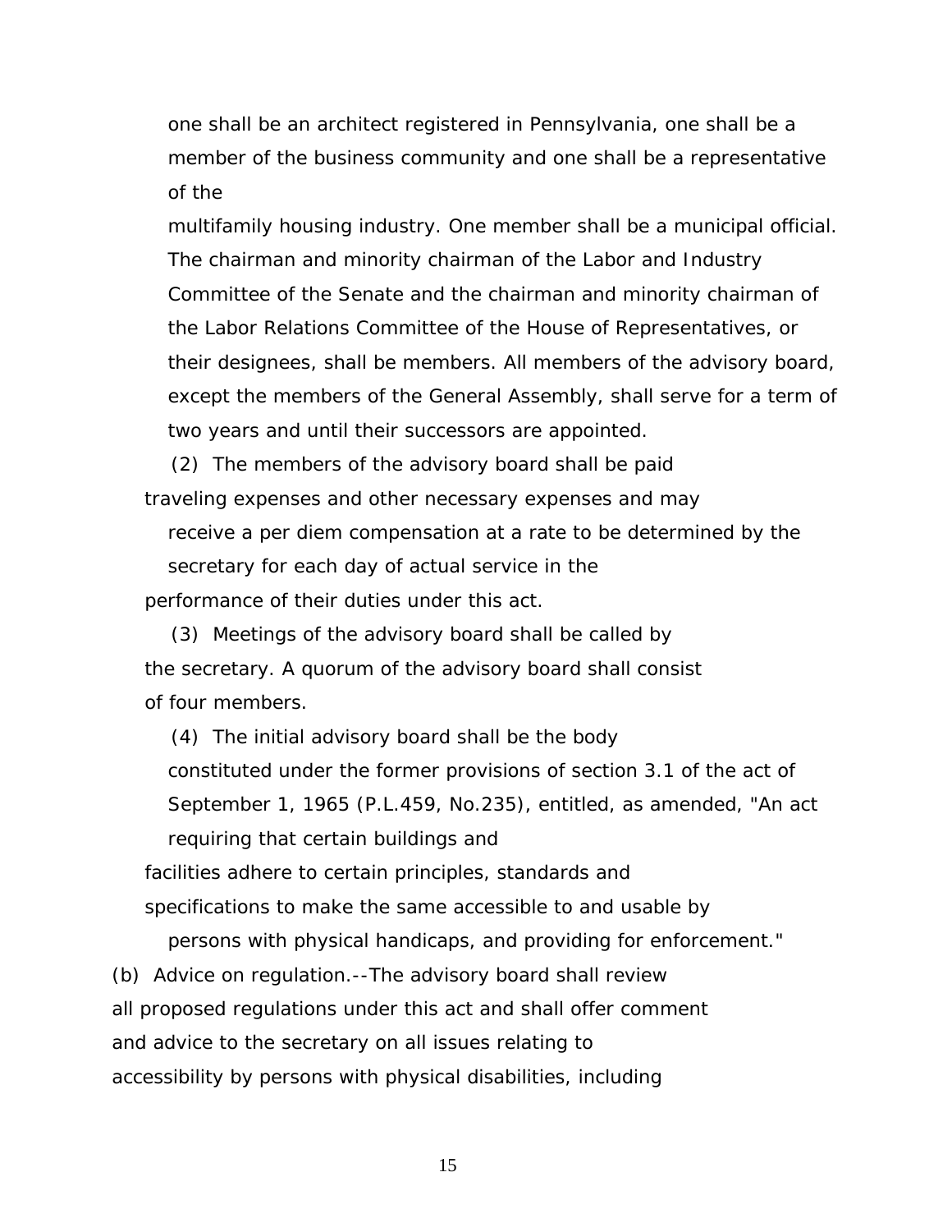one shall be an architect registered in Pennsylvania, one shall be a member of the business community and one shall be a representative of the multifamily housing industry. One member shall be a municipal official. The chairman and minority chairman of the Labor and Industry Committee of the Senate and the chairman and minority chairman of the Labor Relations Committee of the House of Representatives, or their designees, shall be members. All members of the advisory board, except the members of the General Assembly, shall serve for a term of two years and until their successors are appointed.

(2) The members of the advisory board shall be paid traveling expenses and other necessary expenses and may receive a per diem compensation at a rate to be determined by the secretary for each day of actual service in the performance of their duties under this act.

(3) Meetings of the advisory board shall be called by the secretary. A quorum of the advisory board shall consist of four members.

(4) The initial advisory board shall be the body constituted under the former provisions of section 3.1 of the act of September 1, 1965 (P.L.459, No.235), entitled, as amended, "An act requiring that certain buildings and facilities adhere to certain principles, standards and specifications to make the same accessible to and usable by persons with physical handicaps, and providing for enforcement."

(b) Advice on regulation.--The advisory board shall review all proposed regulations under this act and shall offer comment and advice to the secretary on all issues relating to accessibility by persons with physical disabilities, including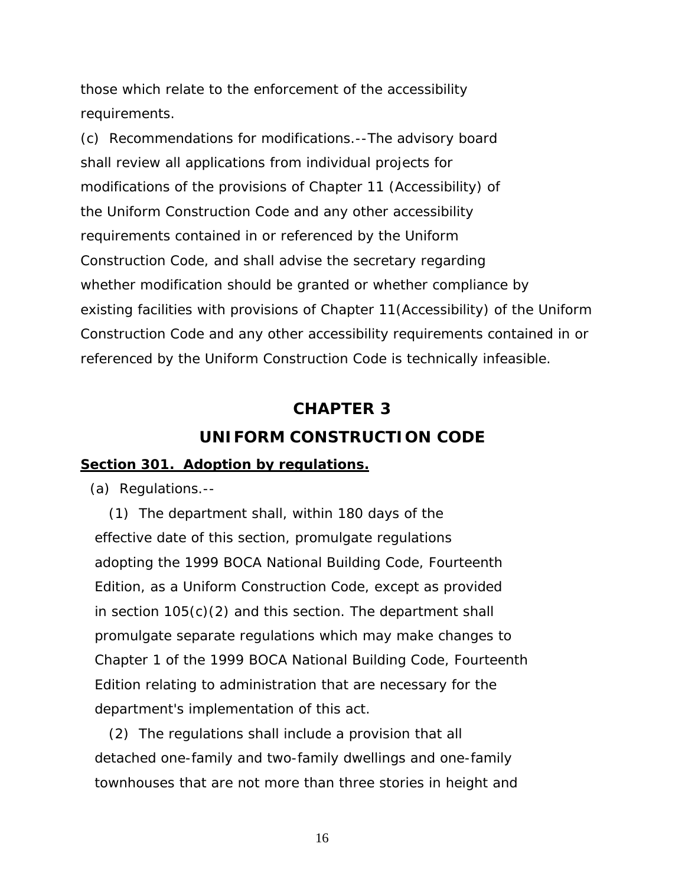those which relate to the enforcement of the accessibility requirements.

(c) Recommendations for modifications.--The advisory board shall review all applications from individual projects for modifications of the provisions of Chapter 11 (Accessibility) of the Uniform Construction Code and any other accessibility requirements contained in or referenced by the Uniform Construction Code, and shall advise the secretary regarding whether modification should be granted or whether compliance by existing facilities with provisions of Chapter 11(Accessibility) of the Uniform Construction Code and any other accessibility requirements contained in or referenced by the Uniform Construction Code is technically infeasible.

# CHAPTER 3

# UNIFORM CONSTRUCTION CODE

**Section 301. Adoption by regulations.**

(a) Regulations.--

(1) The department shall, within 180 days of the effective date of this section, promulgate regulations adopting the 1999 BOCA National Building Code, Fourteenth Edition, as a Uniform Construction Code, except as provided in section 105(c)(2) and this section. The department shall promulgate separate regulations which may make changes to Chapter 1 of the 1999 BOCA National Building Code, Fourteenth Edition relating to administration that are necessary for the department's implementation of this act.

(2) The regulations shall include a provision that all detached one-family and two-family dwellings and one-family townhouses that are not more than three stories in height and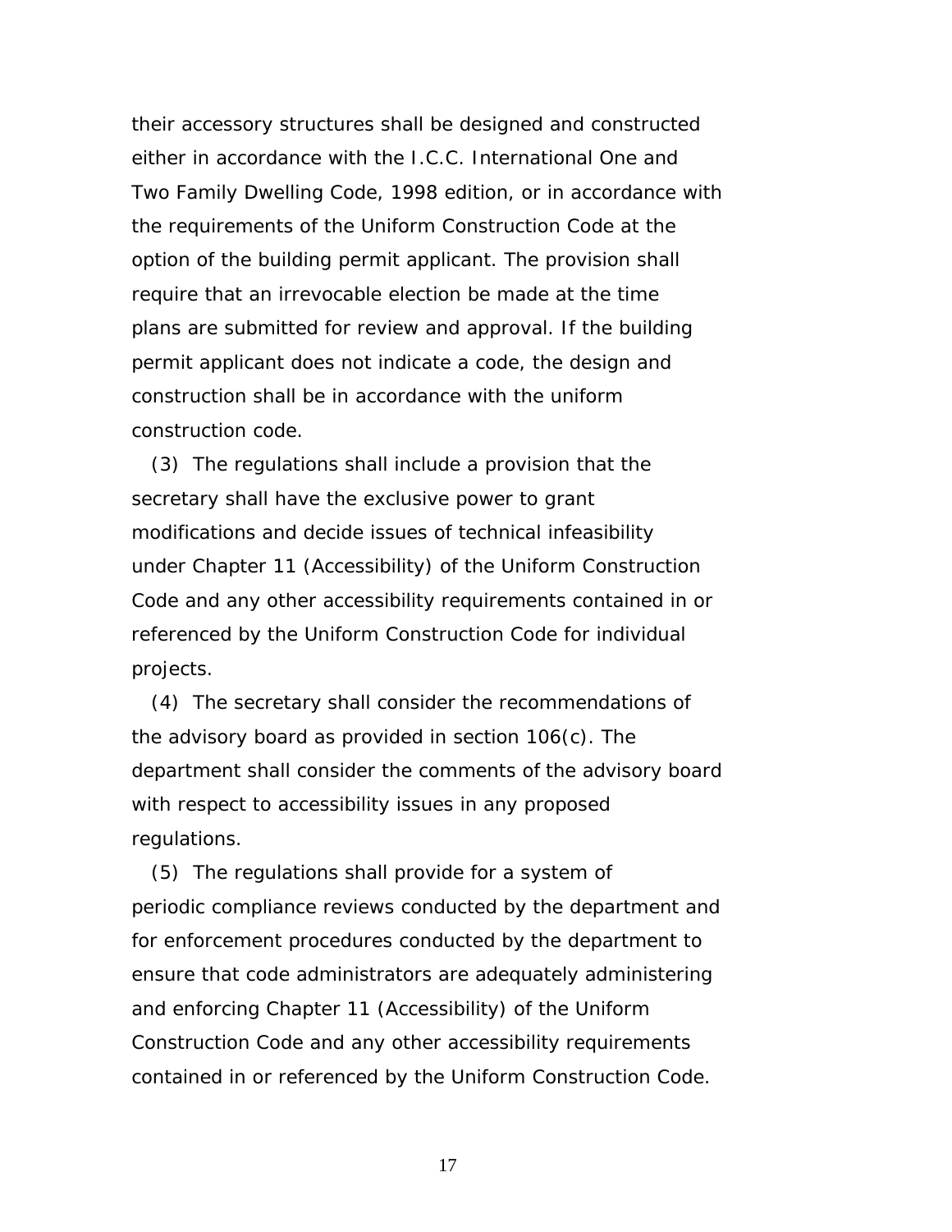their accessory structures shall be designed and constructed either in accordance with the I.C.C. International One and Two Family Dwelling Code, 1998 edition, or in accordance with the requirements of the Uniform Construction Code at the option of the building permit applicant. The provision shall require that an irrevocable election be made at the time plans are submitted for review and approval. If the building permit applicant does not indicate a code, the design and construction shall be in accordance with the uniform construction code.

(3) The regulations shall include a provision that the secretary shall have the exclusive power to grant modifications and decide issues of technical infeasibility under Chapter 11 (Accessibility) of the Uniform Construction Code and any other accessibility requirements contained in or referenced by the Uniform Construction Code for individual projects.

(4) The secretary shall consider the recommendations of the advisory board as provided in section 106(c). The department shall consider the comments of the advisory board with respect to accessibility issues in any proposed regulations.

(5) The regulations shall provide for a system of periodic compliance reviews conducted by the department and for enforcement procedures conducted by the department to ensure that code administrators are adequately administering and enforcing Chapter 11 (Accessibility) of the Uniform Construction Code and any other accessibility requirements contained in or referenced by the Uniform Construction Code.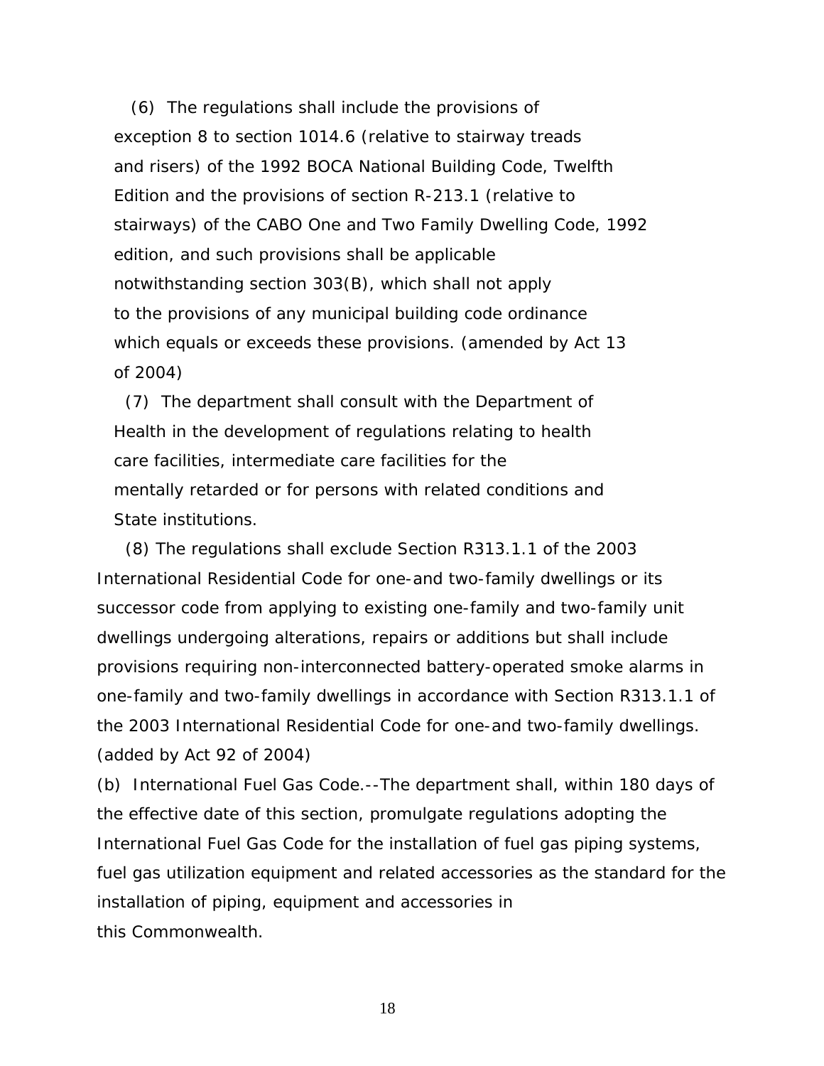(6) The regulations shall include the provisions of exception 8 to section 1014.6 (relative to stairway treads and risers) of the 1992 BOCA National Building Code, Twelfth Edition and the provisions of section R-213.1 (relative to stairways) of the CABO One and Two Family Dwelling Code, 1992 edition, and such provisions shall be applicable notwithstanding section 303(B), which shall not apply to the provisions of any municipal building code ordinance which equals or exceeds these provisions. (amended by Act 13 of 2004)

(7) The department shall consult with the Department of Health in the development of regulations relating to health care facilities, intermediate care facilities for the mentally retarded or for persons with related conditions and State institutions.

(8) The regulations shall exclude Section R313.1.1 of the 2003 International Residential Code for one-and two-family dwellings or its successor code from applying to existing one-family and two-family unit dwellings undergoing alterations, repairs or additions but shall include provisions requiring non-interconnected battery-operated smoke alarms in one-family and two-family dwellings in accordance with Section R313.1.1 of the 2003 International Residential Code for one-and two-family dwellings. (added by Act 92 of 2004)

(b) International Fuel Gas Code.--The department shall, within 180 days of the effective date of this section, promulgate regulations adopting the International Fuel Gas Code for the installation of fuel gas piping systems, fuel gas utilization equipment and related accessories as the standard for the installation of piping, equipment and accessories in this Commonwealth.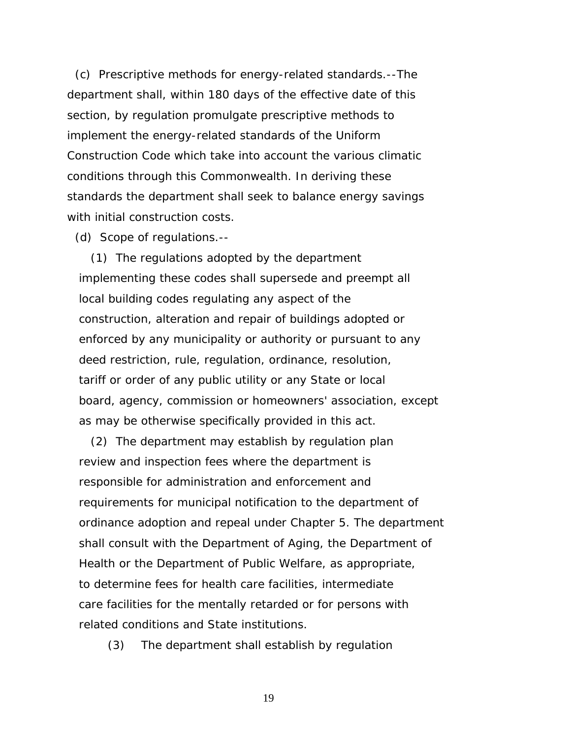(c) Prescriptive methods for energy-related standards.--The department shall, within 180 days of the effective date of this section, by regulation promulgate prescriptive methods to implement the energy-related standards of the Uniform Construction Code which take into account the various climatic conditions through this Commonwealth. In deriving these standards the department shall seek to balance energy savings with initial construction costs.

(d) Scope of regulations.--

(1) The regulations adopted by the department implementing these codes shall supersede and preempt all local building codes regulating any aspect of the construction, alteration and repair of buildings adopted or enforced by any municipality or authority or pursuant to any deed restriction, rule, regulation, ordinance, resolution, tariff or order of any public utility or any State or local board, agency, commission or homeowners' association, except as may be otherwise specifically provided in this act.

(2) The department may establish by regulation plan review and inspection fees where the department is responsible for administration and enforcement and requirements for municipal notification to the department of ordinance adoption and repeal under Chapter 5. The department shall consult with the Department of Aging, the Department of Health or the Department of Public Welfare, as appropriate, to determine fees for health care facilities, intermediate care facilities for the mentally retarded or for persons with related conditions and State institutions.

(3) The department shall establish by regulation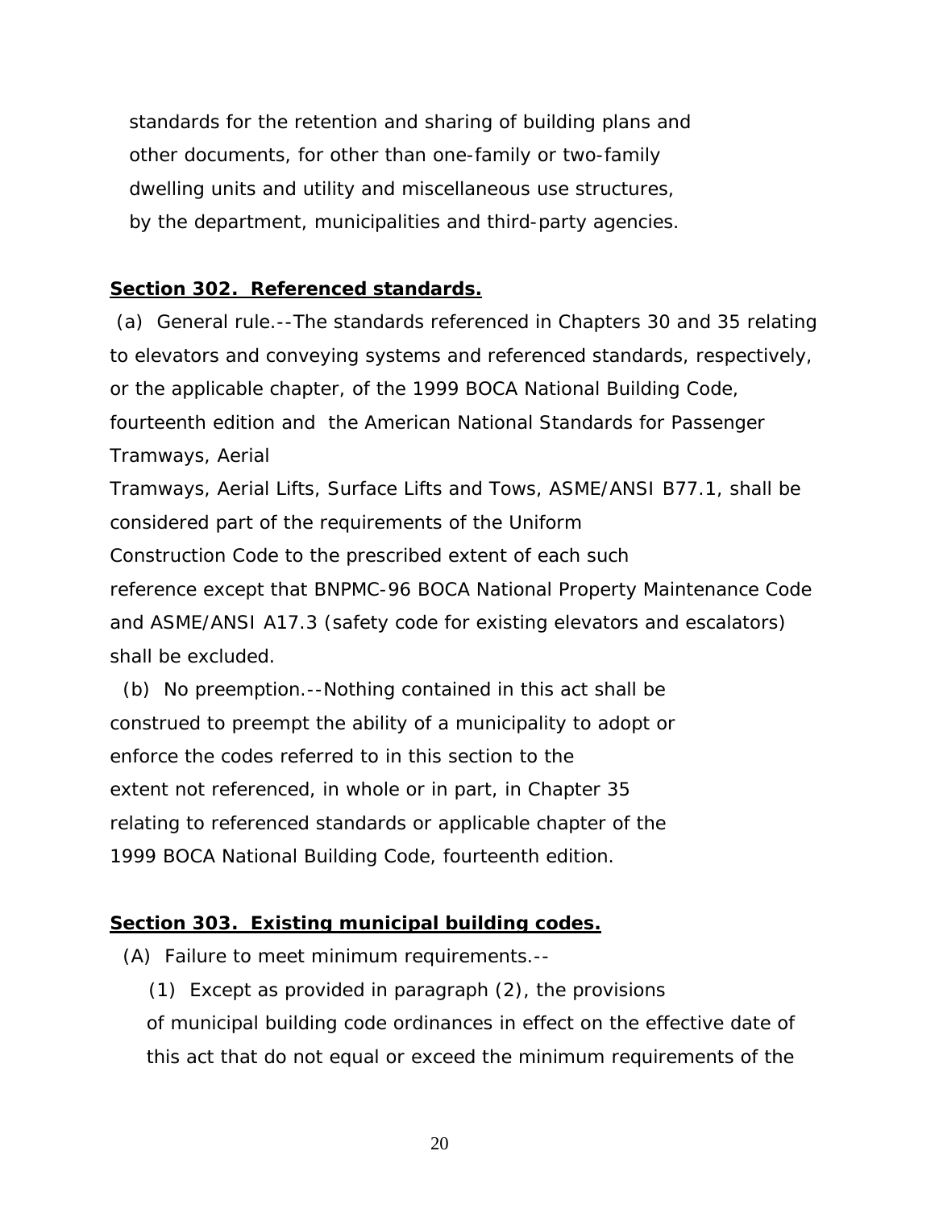standards for the retention and sharing of building plans and other documents, for other than one-family or two-family dwelling units and utility and miscellaneous use structures, by the department, municipalities and third-party agencies.

**Section 302. Referenced standards.**

(a) General rule.--The standards referenced in Chapters 30 and 35 relating to elevators and conveying systems and referenced standards, respectively, or the applicable chapter, of the 1999 BOCA National Building Code, fourteenth edition and the American National Standards for Passenger Tramways, Aerial Tramways, Aerial Lifts, Surface Lifts and Tows, ASME/ANSI B77.1, shall be considered part of the requirements of the Uniform Construction Code to the prescribed extent of each such reference except that BNPMC-96 BOCA National Property Maintenance Code and ASME/ANSI A17.3 (safety code for existing elevators and escalators) shall be excluded.

(b) No preemption.--Nothing contained in this act shall be construed to preempt the ability of a municipality to adopt or enforce the codes referred to in this section to the extent not referenced, in whole or in part, in Chapter 35 relating to referenced standards or applicable chapter of the 1999 BOCA National Building Code, fourteenth edition.

**Section 303. Existing municipal building codes.**

(A) Failure to meet minimum requirements.--

(1) Except as provided in paragraph (2), the provisions of municipal building code ordinances in effect on the effective date of this act that do not equal or exceed the minimum requirements of the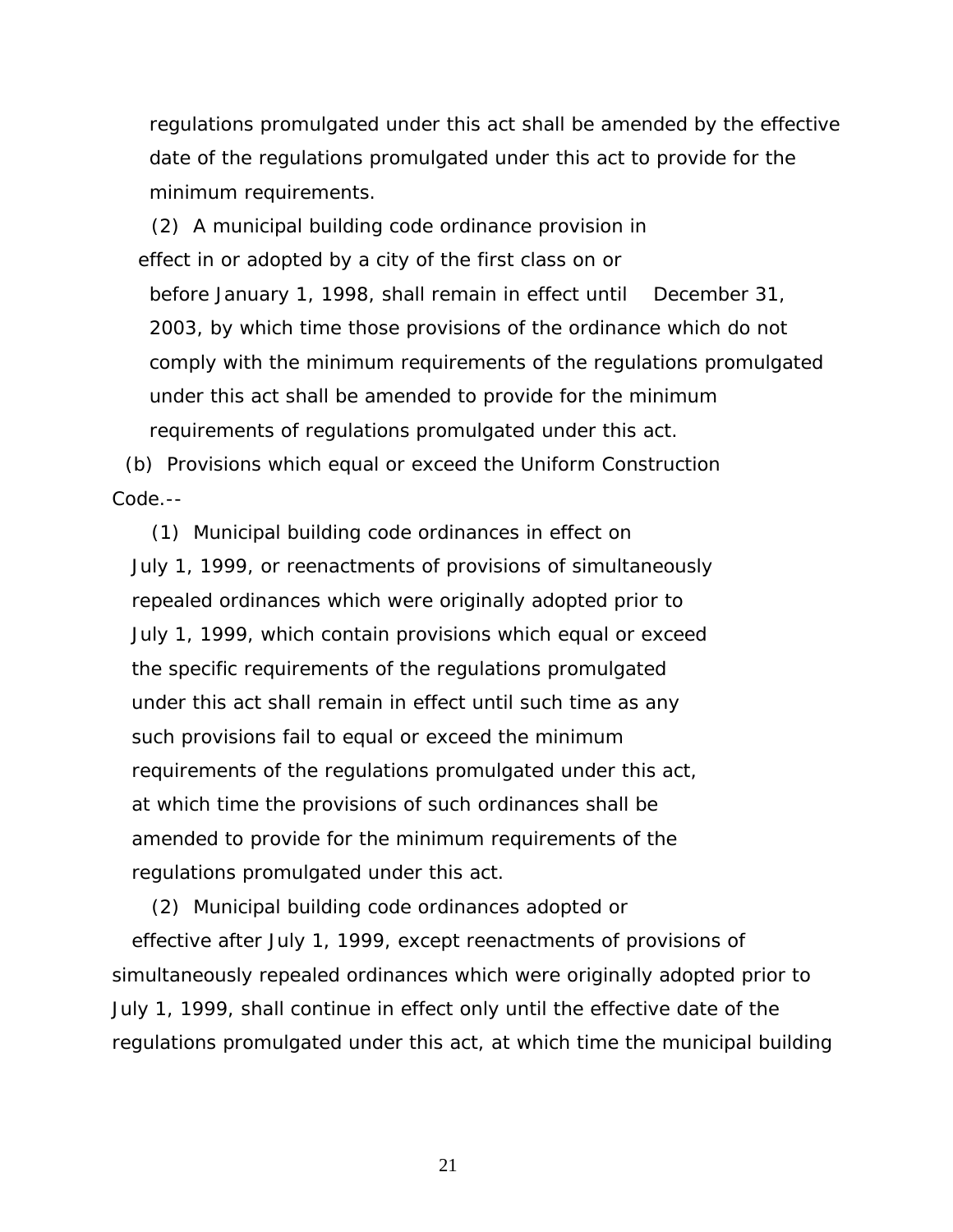regulations promulgated under this act shall be amended by the effective date of the regulations promulgated under this act to provide for the minimum requirements.

(2) A municipal building code ordinance provision in effect in or adopted by a city of the first class on or before January 1, 1998, shall remain in effect until December 31, 2003, by which time those provisions of the ordinance which do not comply with the minimum requirements of the regulations promulgated under this act shall be amended to provide for the minimum requirements of regulations promulgated under this act.

(b) Provisions which equal or exceed the Uniform Construction Code.--

(1) Municipal building code ordinances in effect on July 1, 1999, or reenactments of provisions of simultaneously repealed ordinances which were originally adopted prior to July 1, 1999, which contain provisions which equal or exceed the specific requirements of the regulations promulgated under this act shall remain in effect until such time as any such provisions fail to equal or exceed the minimum requirements of the regulations promulgated under this act, at which time the provisions of such ordinances shall be amended to provide for the minimum requirements of the regulations promulgated under this act.

(2) Municipal building code ordinances adopted or effective after July 1, 1999, except reenactments of provisions of simultaneously repealed ordinances which were originally adopted prior to July 1, 1999, shall continue in effect only until the effective date of the regulations promulgated under this act, at which time the municipal building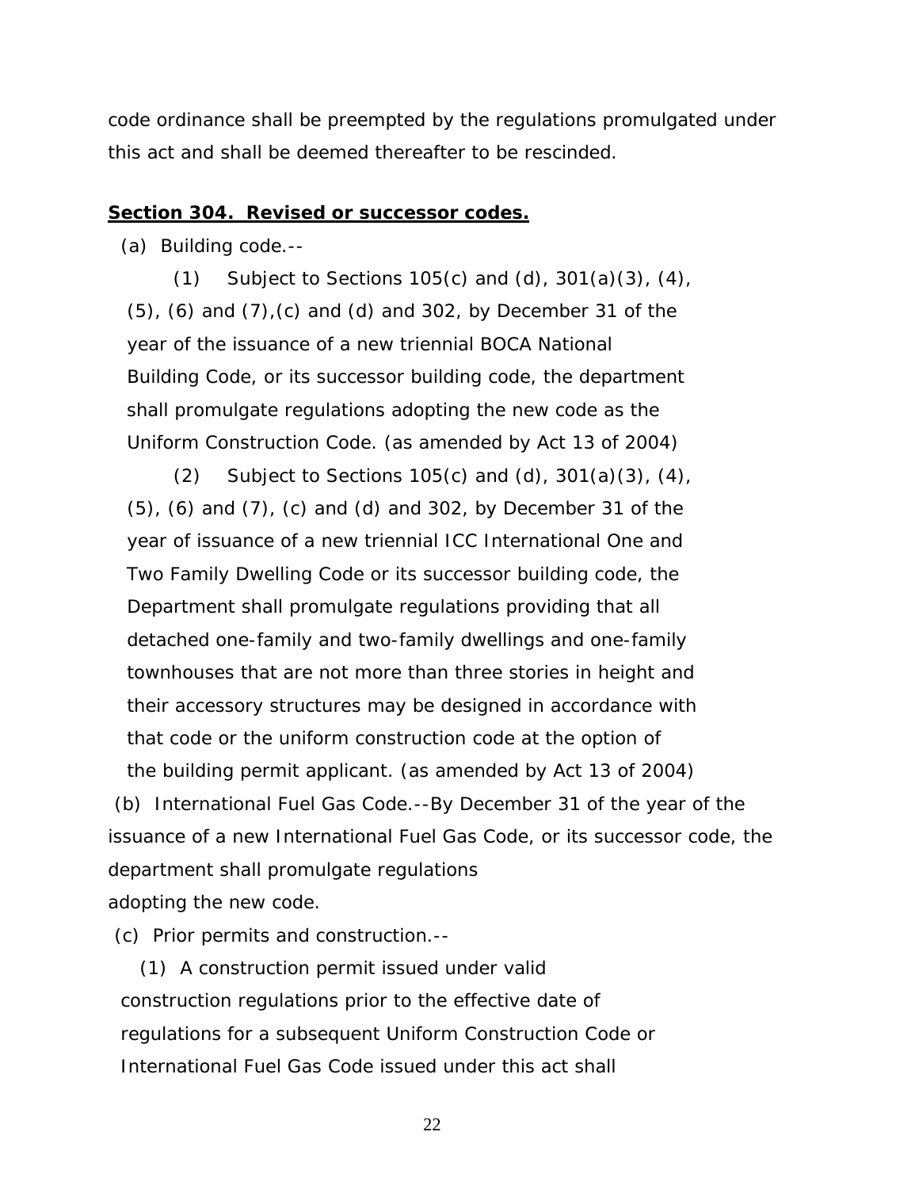code ordinance shall be preempted by the regulations promulgated under this act and shall be deemed thereafter to be rescinded.

**Section 304. Revised or successor codes.**

(a) Building code.--

(1) Subject to Sections 105(c) and (d), 301(a)(3), (4), (5), (6) and (7),(c) and (d) and 302, by December 31 of the year of the issuance of a new triennial BOCA National Building Code, or its successor building code, the department shall promulgate regulations adopting the new code as the Uniform Construction Code. (as amended by Act 13 of 2004)

(2) Subject to Sections 105(c) and (d), 301(a)(3), (4), (5), (6) and (7), (c) and (d) and 302, by December 31 of the year of issuance of a new triennial ICC International One and Two Family Dwelling Code or its successor building code, the Department shall promulgate regulations providing that all detached one-family and two-family dwellings and one-family townhouses that are not more than three stories in height and their accessory structures may be designed in accordance with that code or the uniform construction code at the option of the building permit applicant. (as amended by Act 13 of 2004)

(b) International Fuel Gas Code.--By December 31 of the year of the issuance of a new International Fuel Gas Code, or its successor code, the department shall promulgate regulations adopting the new code.

(c) Prior permits and construction.--

(1) A construction permit issued under valid construction regulations prior to the effective date of regulations for a subsequent Uniform Construction Code or International Fuel Gas Code issued under this act shall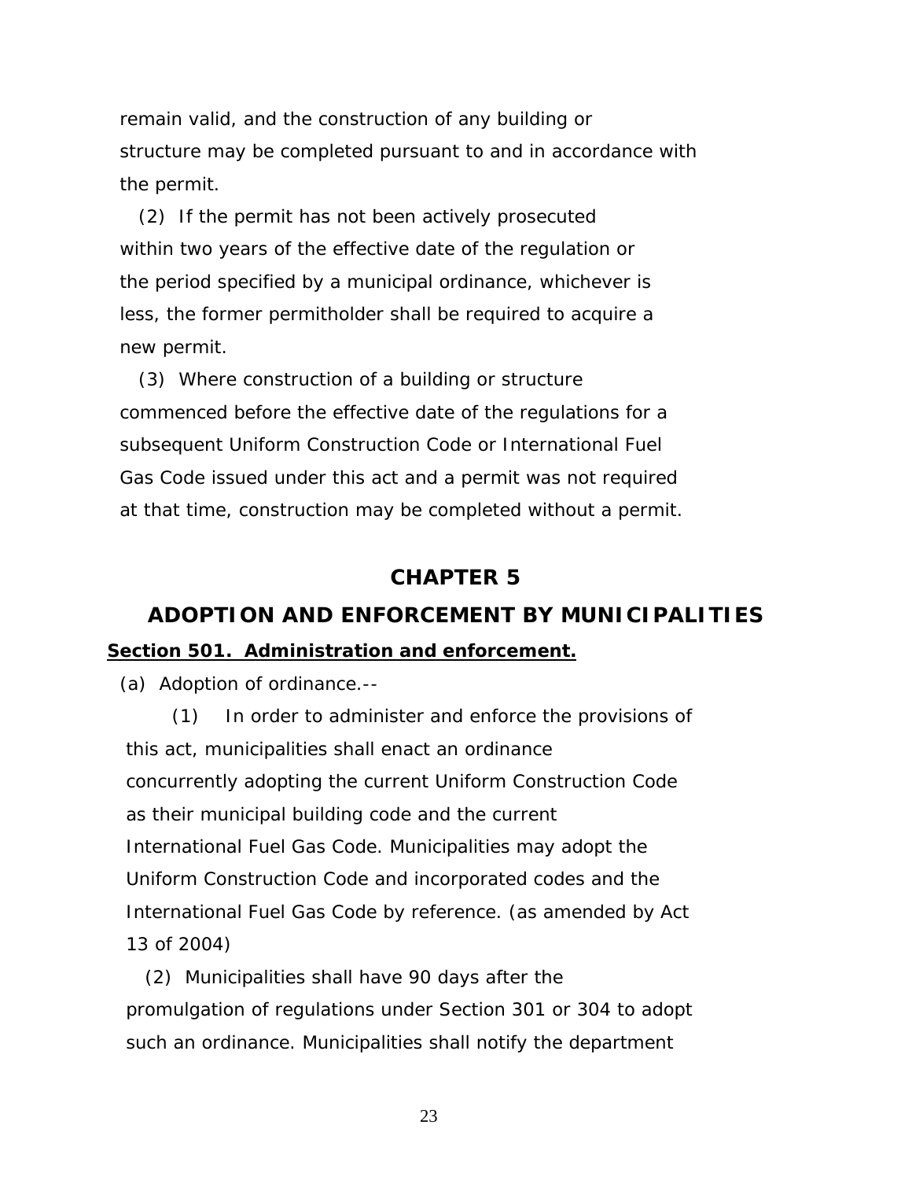remain valid, and the construction of any building or structure may be completed pursuant to and in accordance with the permit.

(2) If the permit has not been actively prosecuted within two years of the effective date of the regulation or the period specified by a municipal ordinance, whichever is less, the former permitholder shall be required to acquire a new permit.

(3) Where construction of a building or structure commenced before the effective date of the regulations for a subsequent Uniform Construction Code or International Fuel Gas Code issued under this act and a permit was not required at that time, construction may be completed without a permit.

# CHAPTER 5

# ADOPTION AND ENFORCEMENT BY MUNICIPALITIES

**Section 501. Administration and enforcement.**

(a) Adoption of ordinance.--

(1) In order to administer and enforce the provisions of this act, municipalities shall enact an ordinance concurrently adopting the current Uniform Construction Code as their municipal building code and the current International Fuel Gas Code. Municipalities may adopt the Uniform Construction Code and incorporated codes and the International Fuel Gas Code by reference. (as amended by Act 13 of 2004)

(2) Municipalities shall have 90 days after the promulgation of regulations under Section 301 or 304 to adopt such an ordinance. Municipalities shall notify the department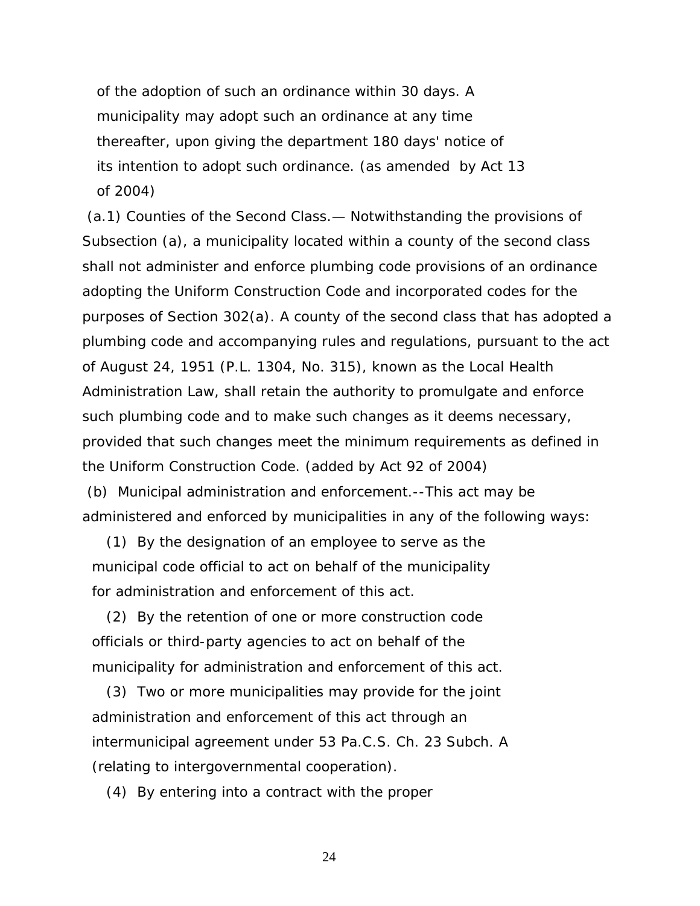of the adoption of such an ordinance within 30 days. A municipality may adopt such an ordinance at any time thereafter, upon giving the department 180 days' notice of its intention to adopt such ordinance. (as amended by Act 13 of 2004)

(a.1) Counties of the Second Class.— Notwithstanding the provisions of Subsection (a), a municipality located within a county of the second class shall not administer and enforce plumbing code provisions of an ordinance adopting the Uniform Construction Code and incorporated codes for the purposes of Section 302(a). A county of the second class that has adopted a plumbing code and accompanying rules and regulations, pursuant to the act of August 24, 1951 (P.L. 1304, No. 315), known as the Local Health Administration Law, shall retain the authority to promulgate and enforce such plumbing code and to make such changes as it deems necessary, provided that such changes meet the minimum requirements as defined in the Uniform Construction Code. (added by Act 92 of 2004)

(b) Municipal administration and enforcement.--This act may be administered and enforced by municipalities in any of the following ways:

(1) By the designation of an employee to serve as the municipal code official to act on behalf of the municipality for administration and enforcement of this act.

(2) By the retention of one or more construction code officials or third-party agencies to act on behalf of the municipality for administration and enforcement of this act.

(3) Two or more municipalities may provide for the joint administration and enforcement of this act through an intermunicipal agreement under 53 Pa.C.S. Ch. 23 Subch. A (relating to intergovernmental cooperation).

(4) By entering into a contract with the proper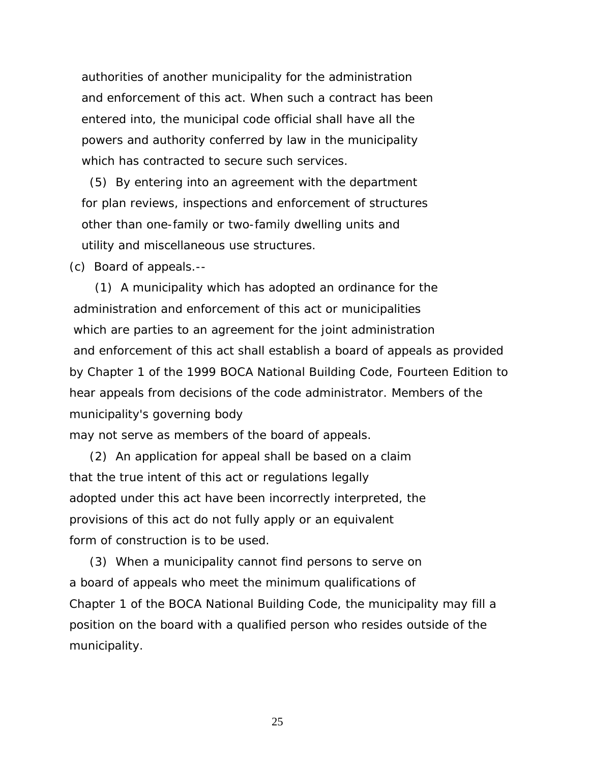authorities of another municipality for the administration and enforcement of this act. When such a contract has been entered into, the municipal code official shall have all the powers and authority conferred by law in the municipality which has contracted to secure such services.

(5) By entering into an agreement with the department for plan reviews, inspections and enforcement of structures other than one-family or two-family dwelling units and utility and miscellaneous use structures.

(c) Board of appeals.--

(1) A municipality which has adopted an ordinance for the administration and enforcement of this act or municipalities which are parties to an agreement for the joint administration and enforcement of this act shall establish a board of appeals as provided by Chapter 1 of the 1999 BOCA National Building Code, Fourteen Edition to hear appeals from decisions of the code administrator. Members of the municipality's governing body may not serve as members of the board of appeals.

(2) An application for appeal shall be based on a claim that the true intent of this act or regulations legally adopted under this act have been incorrectly interpreted, the provisions of this act do not fully apply or an equivalent form of construction is to be used.

(3) When a municipality cannot find persons to serve on a board of appeals who meet the minimum qualifications of Chapter 1 of the BOCA National Building Code, the municipality may fill a position on the board with a qualified person who resides outside of the municipality.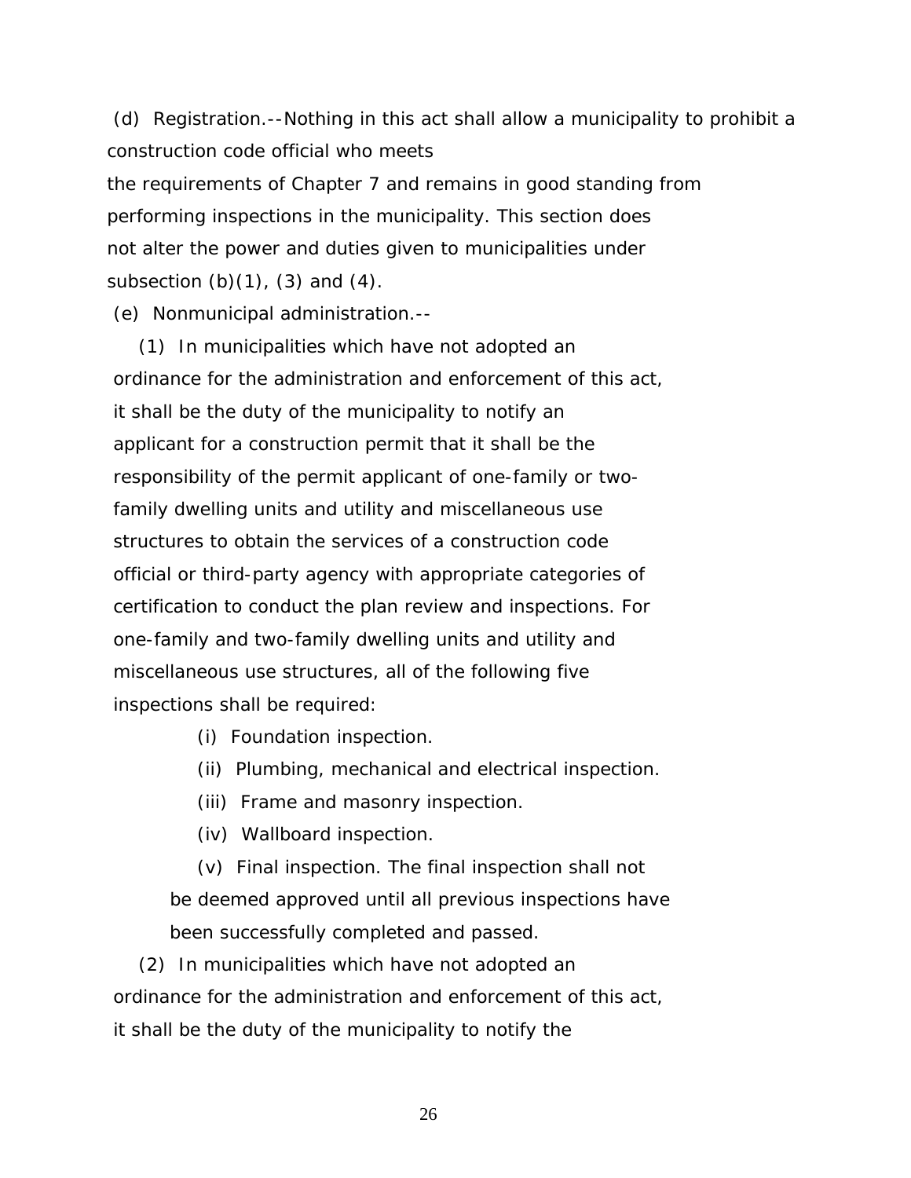(d) Registration.--Nothing in this act shall allow a municipality to prohibit a construction code official who meets the requirements of Chapter 7 and remains in good standing from performing inspections in the municipality. This section does not alter the power and duties given to municipalities under subsection (b)(1), (3) and (4).

(e) Nonmunicipal administration.--

(1) In municipalities which have not adopted an ordinance for the administration and enforcement of this act, it shall be the duty of the municipality to notify an applicant for a construction permit that it shall be the responsibility of the permit applicant of one-family or two-family dwelling units and utility and miscellaneous use structures to obtain the services of a construction code official or third-party agency with appropriate categories of certification to conduct the plan review and inspections. For one-family and two-family dwelling units and utility and miscellaneous use structures, all of the following five inspections shall be required:

(i) Foundation inspection.

(ii) Plumbing, mechanical and electrical inspection.

(iii) Frame and masonry inspection.

(iv) Wallboard inspection.

(v) Final inspection. The final inspection shall not be deemed approved until all previous inspections have been successfully completed and passed.

(2) In municipalities which have not adopted an ordinance for the administration and enforcement of this act, it shall be the duty of the municipality to notify the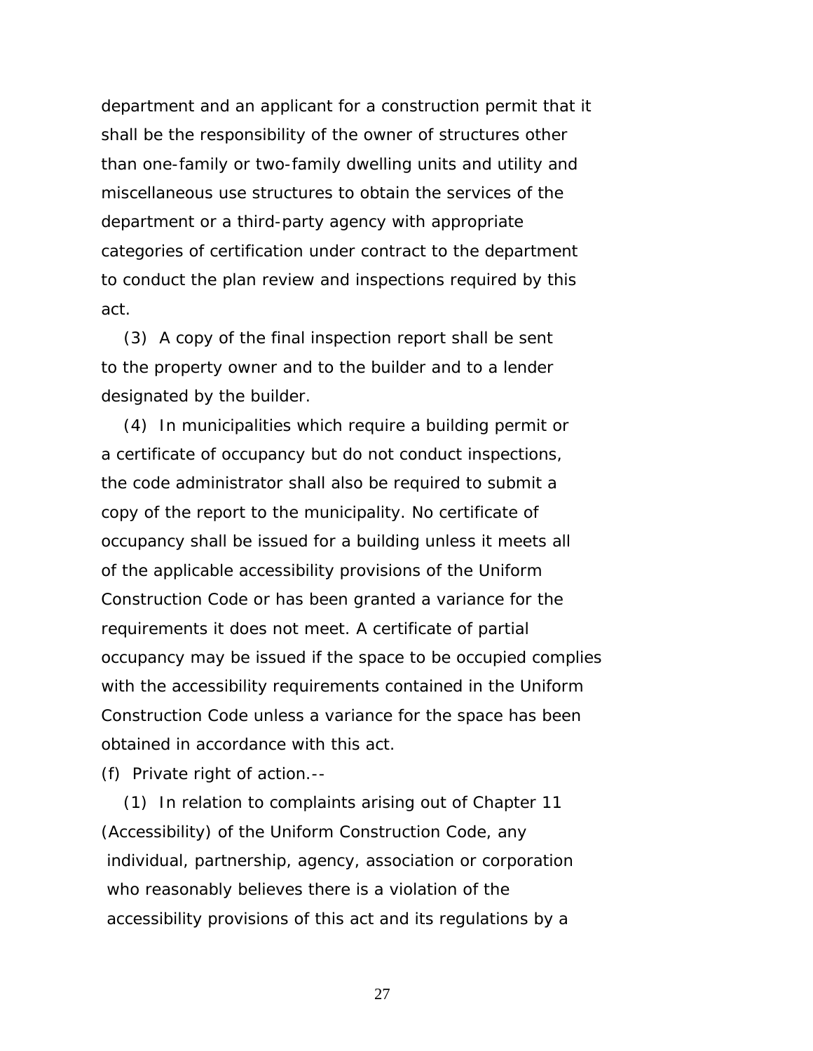department and an applicant for a construction permit that it shall be the responsibility of the owner of structures other than one-family or two-family dwelling units and utility and miscellaneous use structures to obtain the services of the department or a third-party agency with appropriate categories of certification under contract to the department to conduct the plan review and inspections required by this act.

(3) A copy of the final inspection report shall be sent to the property owner and to the builder and to a lender designated by the builder.

(4) In municipalities which require a building permit or a certificate of occupancy but do not conduct inspections, the code administrator shall also be required to submit a copy of the report to the municipality. No certificate of occupancy shall be issued for a building unless it meets all of the applicable accessibility provisions of the Uniform Construction Code or has been granted a variance for the requirements it does not meet. A certificate of partial occupancy may be issued if the space to be occupied complies with the accessibility requirements contained in the Uniform Construction Code unless a variance for the space has been obtained in accordance with this act.

(f) Private right of action.--

(1) In relation to complaints arising out of Chapter 11 (Accessibility) of the Uniform Construction Code, any individual, partnership, agency, association or corporation who reasonably believes there is a violation of the accessibility provisions of this act and its regulations by a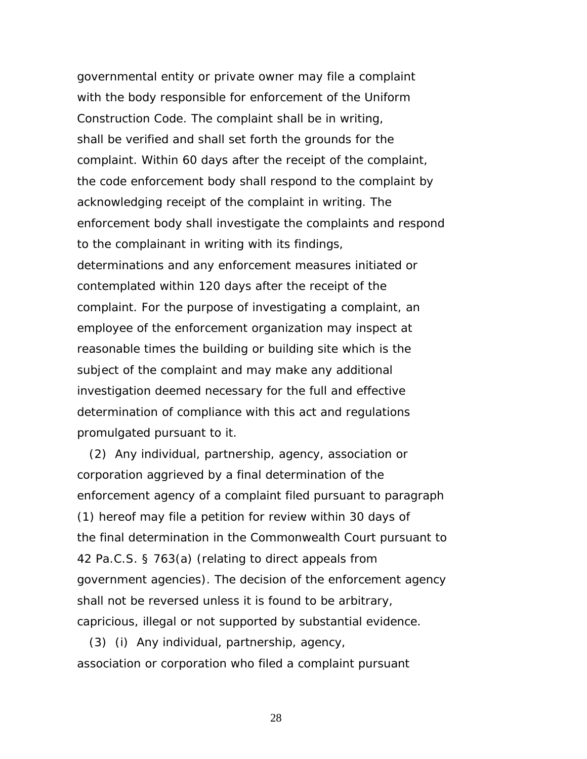governmental entity or private owner may file a complaint with the body responsible for enforcement of the Uniform Construction Code. The complaint shall be in writing, shall be verified and shall set forth the grounds for the complaint. Within 60 days after the receipt of the complaint, the code enforcement body shall respond to the complaint by acknowledging receipt of the complaint in writing. The enforcement body shall investigate the complaints and respond to the complainant in writing with its findings, determinations and any enforcement measures initiated or contemplated within 120 days after the receipt of the complaint. For the purpose of investigating a complaint, an employee of the enforcement organization may inspect at reasonable times the building or building site which is the subject of the complaint and may make any additional investigation deemed necessary for the full and effective determination of compliance with this act and regulations promulgated pursuant to it.

(2) Any individual, partnership, agency, association or corporation aggrieved by a final determination of the enforcement agency of a complaint filed pursuant to paragraph (1) hereof may file a petition for review within 30 days of the final determination in the Commonwealth Court pursuant to 42 Pa.C.S. § 763(a) (relating to direct appeals from government agencies). The decision of the enforcement agency shall not be reversed unless it is found to be arbitrary, capricious, illegal or not supported by substantial evidence.

(3) (i) Any individual, partnership, agency, association or corporation who filed a complaint pursuant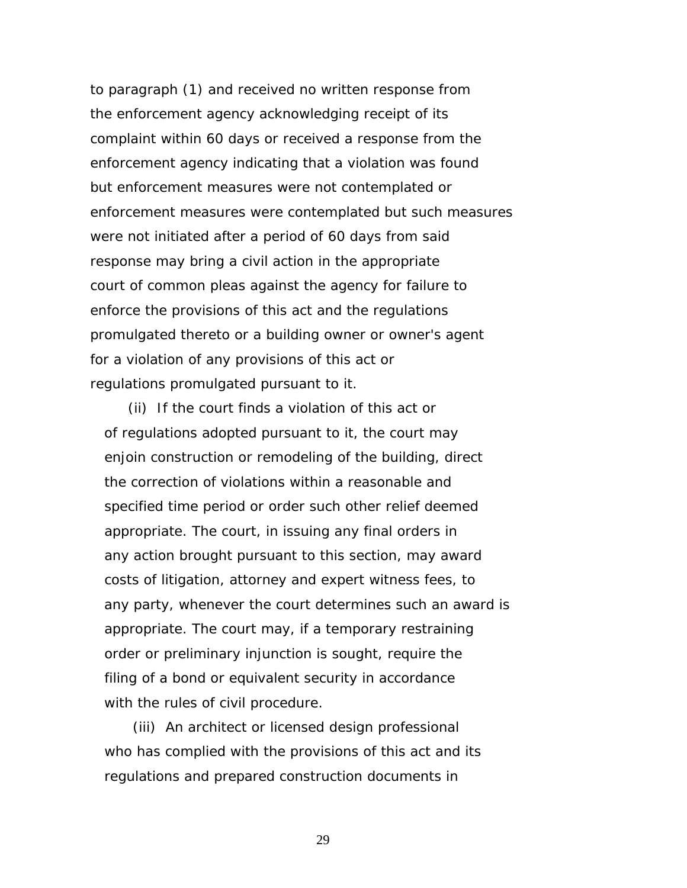to paragraph (1) and received no written response from the enforcement agency acknowledging receipt of its complaint within 60 days or received a response from the enforcement agency indicating that a violation was found but enforcement measures were not contemplated or enforcement measures were contemplated but such measures were not initiated after a period of 60 days from said response may bring a civil action in the appropriate court of common pleas against the agency for failure to enforce the provisions of this act and the regulations promulgated thereto or a building owner or owner's agent for a violation of any provisions of this act or regulations promulgated pursuant to it.

(ii) If the court finds a violation of this act or of regulations adopted pursuant to it, the court may enjoin construction or remodeling of the building, direct the correction of violations within a reasonable and specified time period or order such other relief deemed appropriate. The court, in issuing any final orders in any action brought pursuant to this section, may award costs of litigation, attorney and expert witness fees, to any party, whenever the court determines such an award is appropriate. The court may, if a temporary restraining order or preliminary injunction is sought, require the filing of a bond or equivalent security in accordance with the rules of civil procedure.

(iii) An architect or licensed design professional who has complied with the provisions of this act and its regulations and prepared construction documents in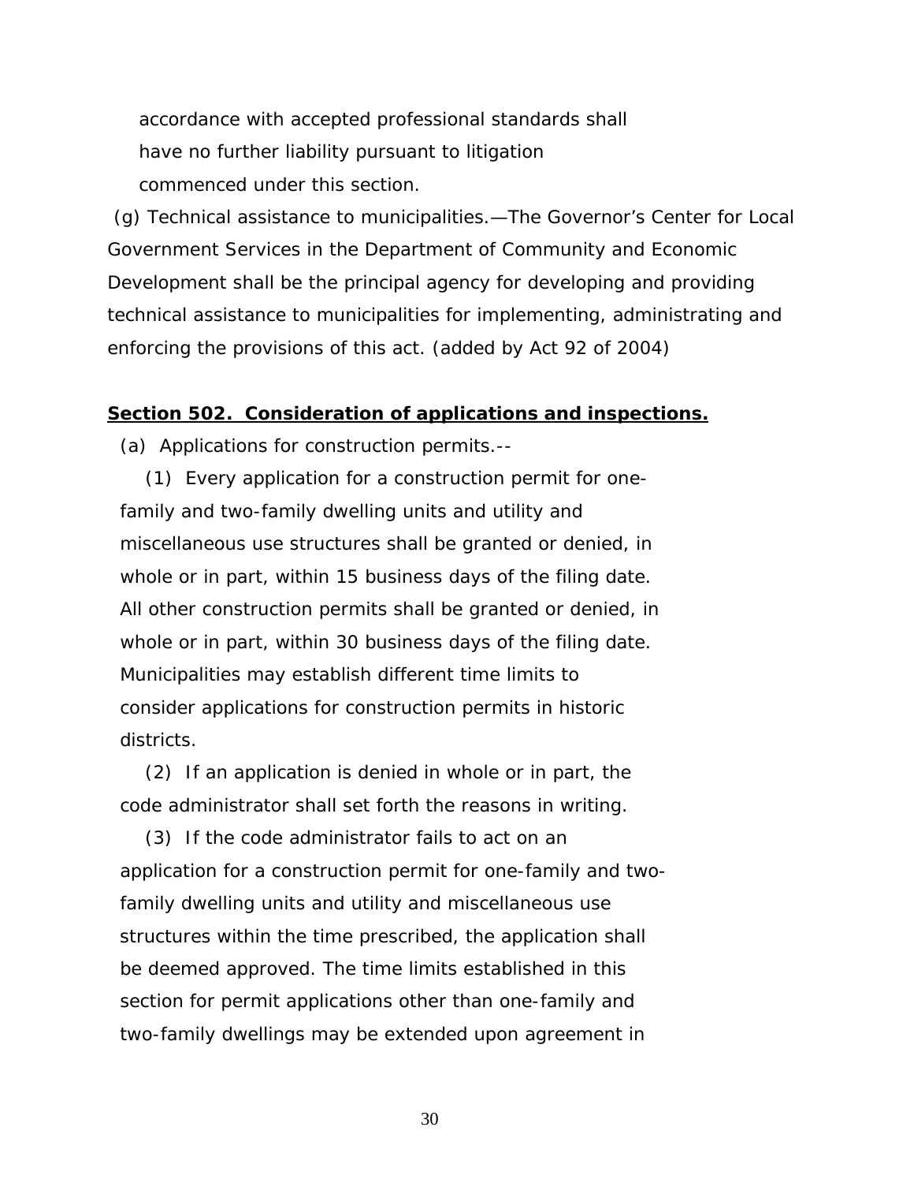accordance with accepted professional standards shall have no further liability pursuant to litigation commenced under this section.

(g) Technical assistance to municipalities.—The Governor's Center for Local Government Services in the Department of Community and Economic Development shall be the principal agency for developing and providing technical assistance to municipalities for implementing, administrating and enforcing the provisions of this act. (added by Act 92 of 2004)

**Section 502. Consideration of applications and inspections.**

(a) Applications for construction permits.--

(1) Every application for a construction permit for one-family and two-family dwelling units and utility and miscellaneous use structures shall be granted or denied, in whole or in part, within 15 business days of the filing date. All other construction permits shall be granted or denied, in whole or in part, within 30 business days of the filing date. Municipalities may establish different time limits to consider applications for construction permits in historic districts.

(2) If an application is denied in whole or in part, the code administrator shall set forth the reasons in writing.

(3) If the code administrator fails to act on an application for a construction permit for one-family and two-family dwelling units and utility and miscellaneous use structures within the time prescribed, the application shall be deemed approved. The time limits established in this section for permit applications other than one-family and two-family dwellings may be extended upon agreement in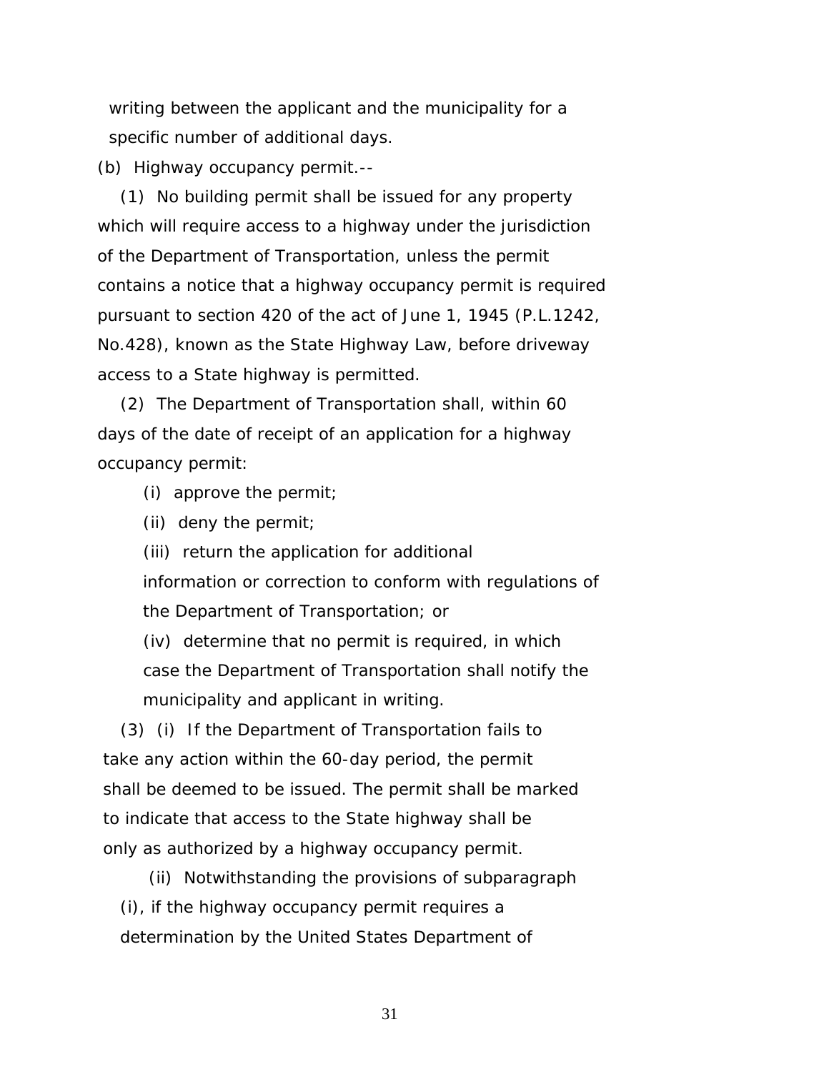writing between the applicant and the municipality for a specific number of additional days.

(b) Highway occupancy permit.--

(1) No building permit shall be issued for any property which will require access to a highway under the jurisdiction of the Department of Transportation, unless the permit contains a notice that a highway occupancy permit is required pursuant to section 420 of the act of June 1, 1945 (P.L.1242, No.428), known as the State Highway Law, before driveway access to a State highway is permitted.

(2) The Department of Transportation shall, within 60 days of the date of receipt of an application for a highway occupancy permit:

(i) approve the permit;

(ii) deny the permit;

(iii) return the application for additional information or correction to conform with regulations of the Department of Transportation; or

(iv) determine that no permit is required, in which case the Department of Transportation shall notify the municipality and applicant in writing.

(3) (i) If the Department of Transportation fails to take any action within the 60-day period, the permit shall be deemed to be issued. The permit shall be marked to indicate that access to the State highway shall be only as authorized by a highway occupancy permit.

(ii) Notwithstanding the provisions of subparagraph (i), if the highway occupancy permit requires a determination by the United States Department of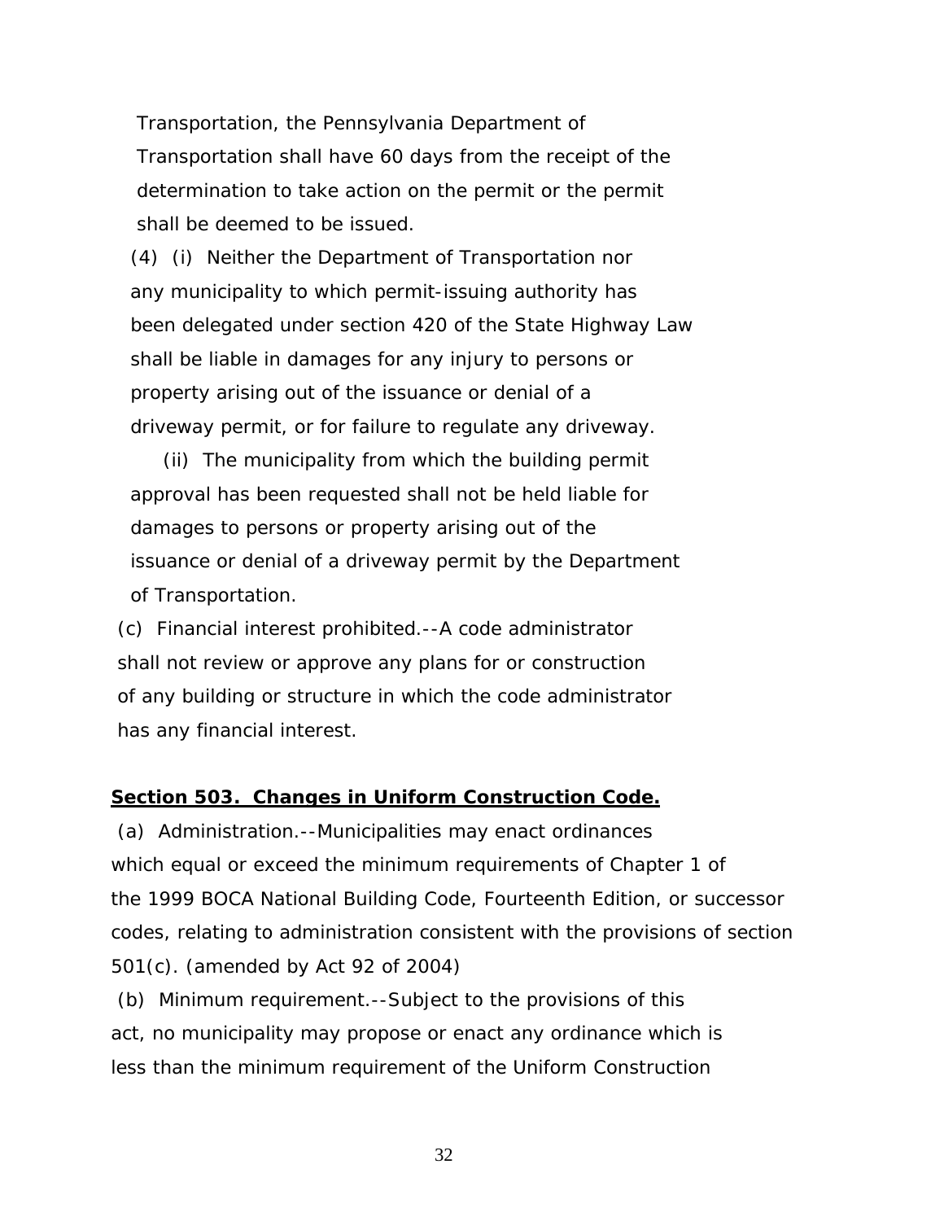Transportation, the Pennsylvania Department of Transportation shall have 60 days from the receipt of the determination to take action on the permit or the permit shall be deemed to be issued.

(4) (i) Neither the Department of Transportation nor any municipality to which permit-issuing authority has been delegated under section 420 of the State Highway Law shall be liable in damages for any injury to persons or property arising out of the issuance or denial of a driveway permit, or for failure to regulate any driveway.

(ii) The municipality from which the building permit approval has been requested shall not be held liable for damages to persons or property arising out of the issuance or denial of a driveway permit by the Department of Transportation.

(c) Financial interest prohibited.--A code administrator shall not review or approve any plans for or construction of any building or structure in which the code administrator has any financial interest.

**Section 503. Changes in Uniform Construction Code.**

(a) Administration.--Municipalities may enact ordinances which equal or exceed the minimum requirements of Chapter 1 of the 1999 BOCA National Building Code, Fourteenth Edition, or successor codes, relating to administration consistent with the provisions of section 501(c). (amended by Act 92 of 2004)

(b) Minimum requirement.--Subject to the provisions of this act, no municipality may propose or enact any ordinance which is less than the minimum requirement of the Uniform Construction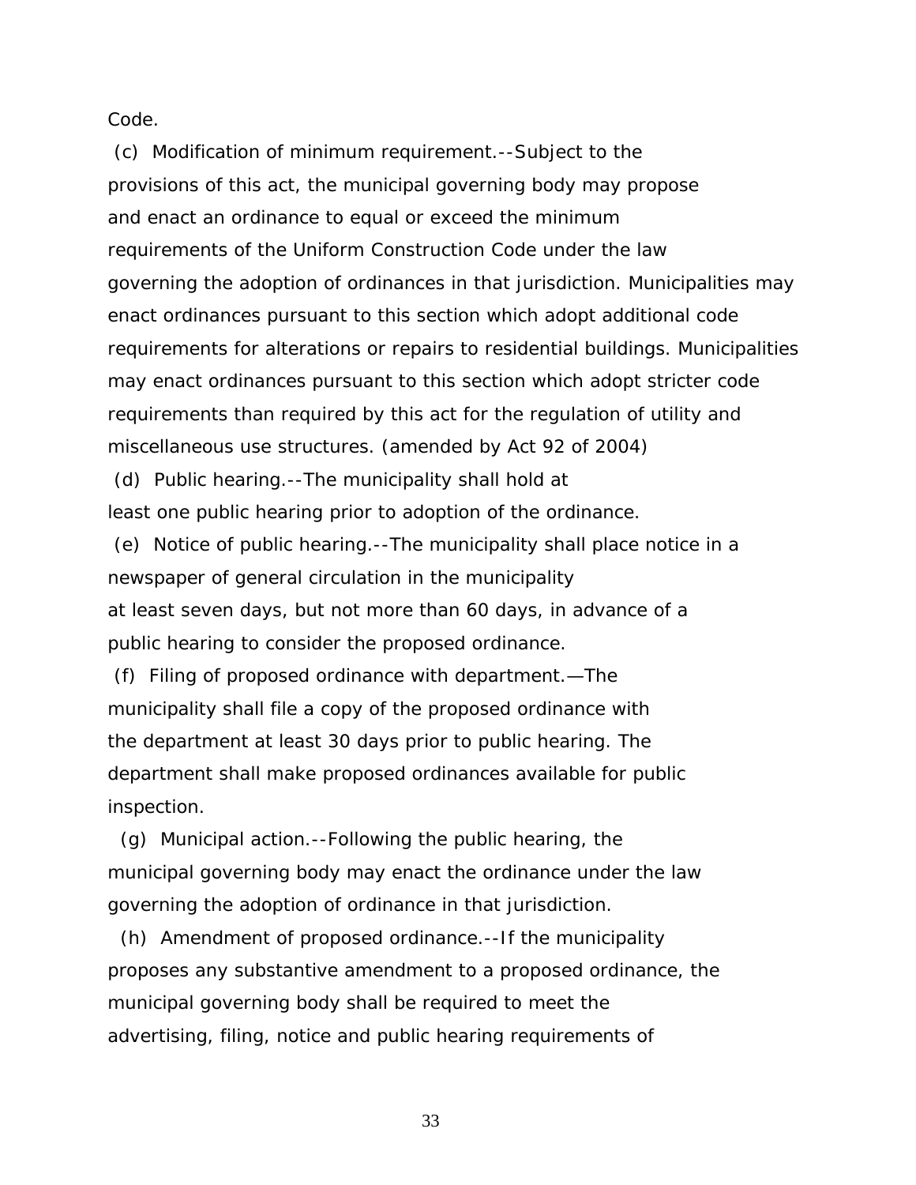Code.

(c) Modification of minimum requirement.--Subject to the provisions of this act, the municipal governing body may propose and enact an ordinance to equal or exceed the minimum requirements of the Uniform Construction Code under the law governing the adoption of ordinances in that jurisdiction. Municipalities may enact ordinances pursuant to this section which adopt additional code requirements for alterations or repairs to residential buildings. Municipalities may enact ordinances pursuant to this section which adopt stricter code requirements than required by this act for the regulation of utility and miscellaneous use structures. (amended by Act 92 of 2004)

(d) Public hearing.--The municipality shall hold at least one public hearing prior to adoption of the ordinance.

(e) Notice of public hearing.--The municipality shall place notice in a newspaper of general circulation in the municipality at least seven days, but not more than 60 days, in advance of a public hearing to consider the proposed ordinance.

(f) Filing of proposed ordinance with department.—The municipality shall file a copy of the proposed ordinance with the department at least 30 days prior to public hearing. The department shall make proposed ordinances available for public inspection.

(g) Municipal action.--Following the public hearing, the municipal governing body may enact the ordinance under the law governing the adoption of ordinance in that jurisdiction.

(h) Amendment of proposed ordinance.--If the municipality proposes any substantive amendment to a proposed ordinance, the municipal governing body shall be required to meet the advertising, filing, notice and public hearing requirements of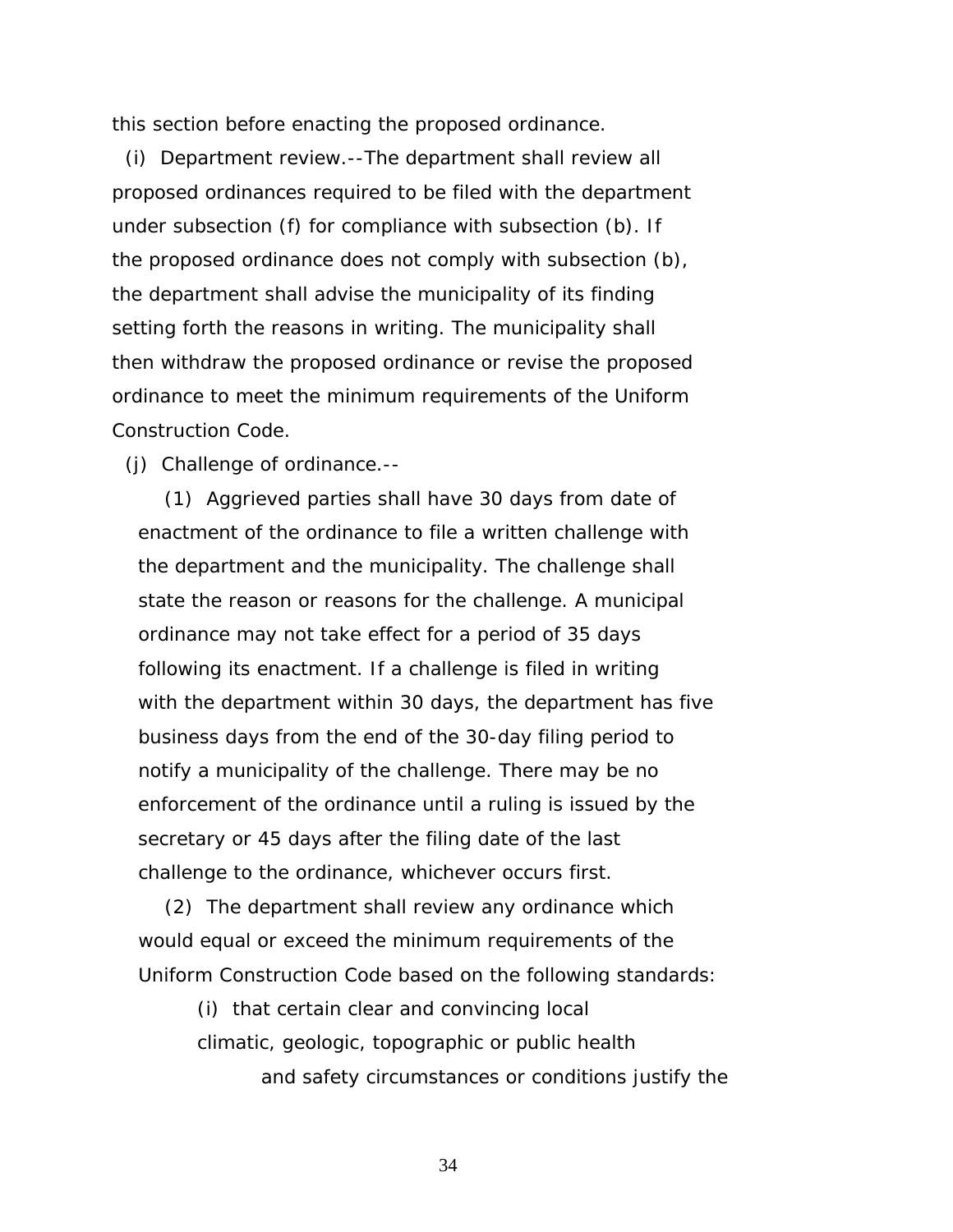this section before enacting the proposed ordinance.

(i) Department review.--The department shall review all proposed ordinances required to be filed with the department under subsection (f) for compliance with subsection (b). If the proposed ordinance does not comply with subsection (b), the department shall advise the municipality of its finding setting forth the reasons in writing. The municipality shall then withdraw the proposed ordinance or revise the proposed ordinance to meet the minimum requirements of the Uniform Construction Code.

(j) Challenge of ordinance.--

(1) Aggrieved parties shall have 30 days from date of enactment of the ordinance to file a written challenge with the department and the municipality. The challenge shall state the reason or reasons for the challenge. A municipal ordinance may not take effect for a period of 35 days following its enactment. If a challenge is filed in writing with the department within 30 days, the department has five business days from the end of the 30-day filing period to notify a municipality of the challenge. There may be no enforcement of the ordinance until a ruling is issued by the secretary or 45 days after the filing date of the last challenge to the ordinance, whichever occurs first.

(2) The department shall review any ordinance which would equal or exceed the minimum requirements of the Uniform Construction Code based on the following standards:

(i) that certain clear and convincing local climatic, geologic, topographic or public health and safety circumstances or conditions justify the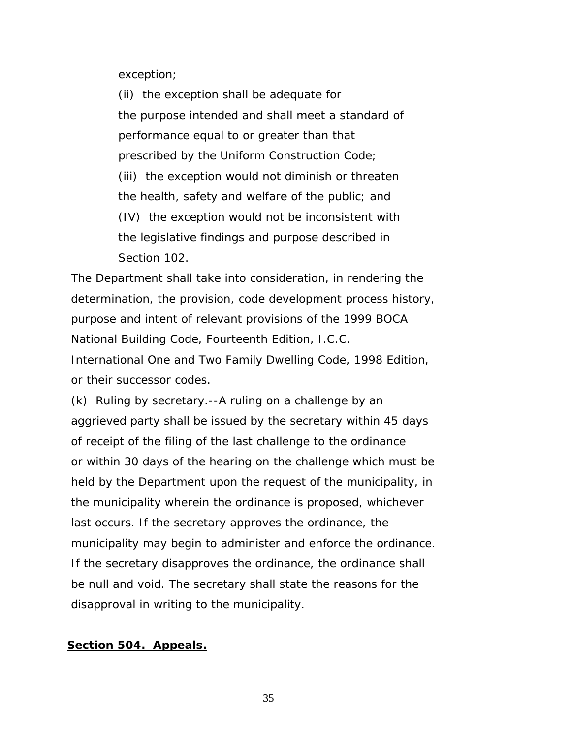exception;

(ii) the exception shall be adequate for the purpose intended and shall meet a standard of performance equal to or greater than that prescribed by the Uniform Construction Code;

(iii) the exception would not diminish or threaten the health, safety and welfare of the public; and

(IV) the exception would not be inconsistent with the legislative findings and purpose described in Section 102.

The Department shall take into consideration, in rendering the determination, the provision, code development process history, purpose and intent of relevant provisions of the 1999 BOCA National Building Code, Fourteenth Edition, I.C.C. International One and Two Family Dwelling Code, 1998 Edition, or their successor codes.

(k) Ruling by secretary.--A ruling on a challenge by an aggrieved party shall be issued by the secretary within 45 days of receipt of the filing of the last challenge to the ordinance or within 30 days of the hearing on the challenge which must be held by the Department upon the request of the municipality, in the municipality wherein the ordinance is proposed, whichever last occurs. If the secretary approves the ordinance, the municipality may begin to administer and enforce the ordinance. If the secretary disapproves the ordinance, the ordinance shall be null and void. The secretary shall state the reasons for the disapproval in writing to the municipality.

**Section 504. Appeals.**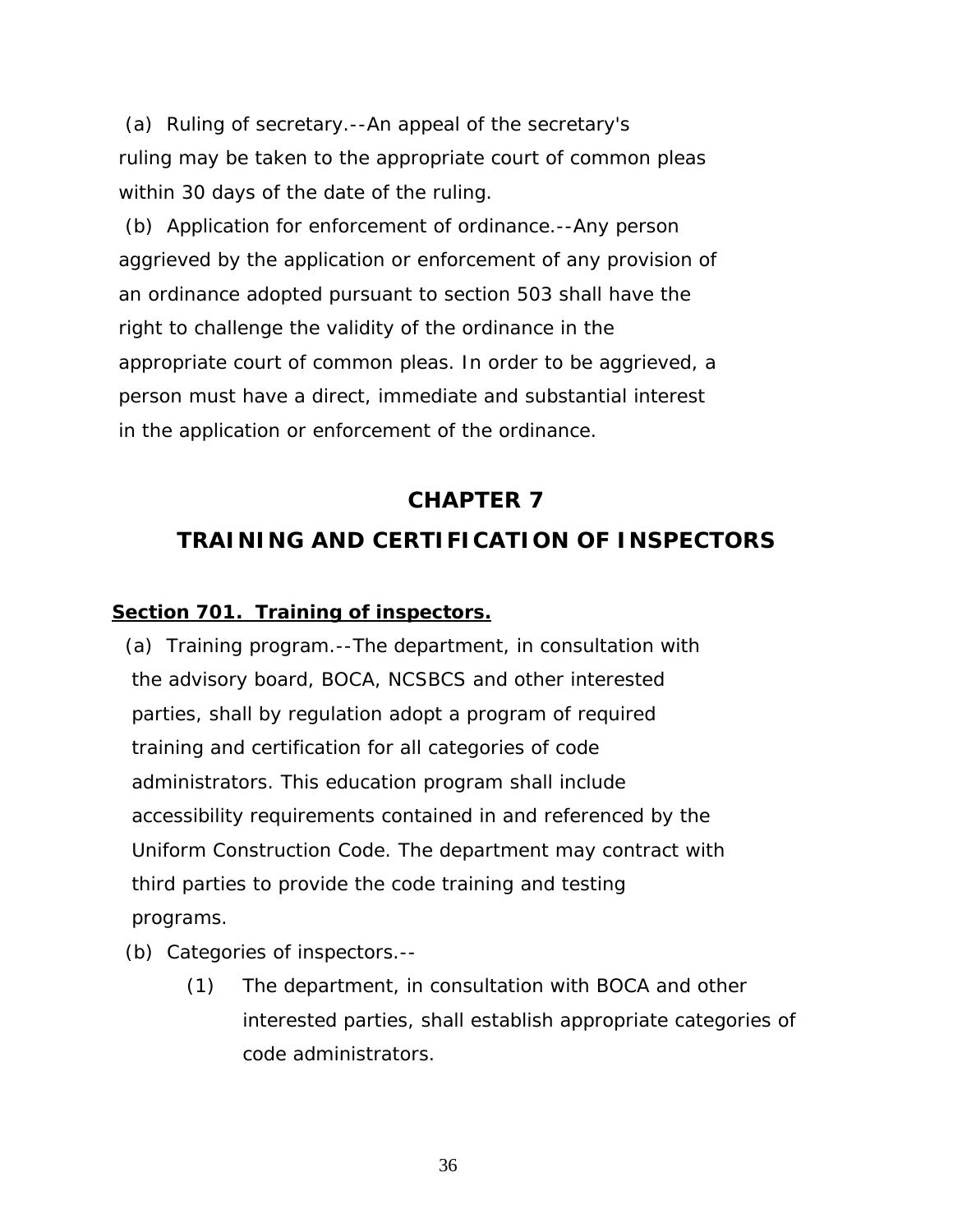(a) Ruling of secretary.--An appeal of the secretary's ruling may be taken to the appropriate court of common pleas within 30 days of the date of the ruling.

(b) Application for enforcement of ordinance.--Any person aggrieved by the application or enforcement of any provision of an ordinance adopted pursuant to section 503 shall have the right to challenge the validity of the ordinance in the appropriate court of common pleas. In order to be aggrieved, a person must have a direct, immediate and substantial interest in the application or enforcement of the ordinance.

## CHAPTER 7

## TRAINING AND CERTIFICATION OF INSPECTORS

**Section 701. Training of inspectors.**

(a) Training program.--The department, in consultation with the advisory board, BOCA, NCSBCS and other interested parties, shall by regulation adopt a program of required training and certification for all categories of code administrators. This education program shall include accessibility requirements contained in and referenced by the Uniform Construction Code. The department may contract with third parties to provide the code training and testing programs.

(b) Categories of inspectors.--

(1) The department, in consultation with BOCA and other interested parties, shall establish appropriate categories of code administrators.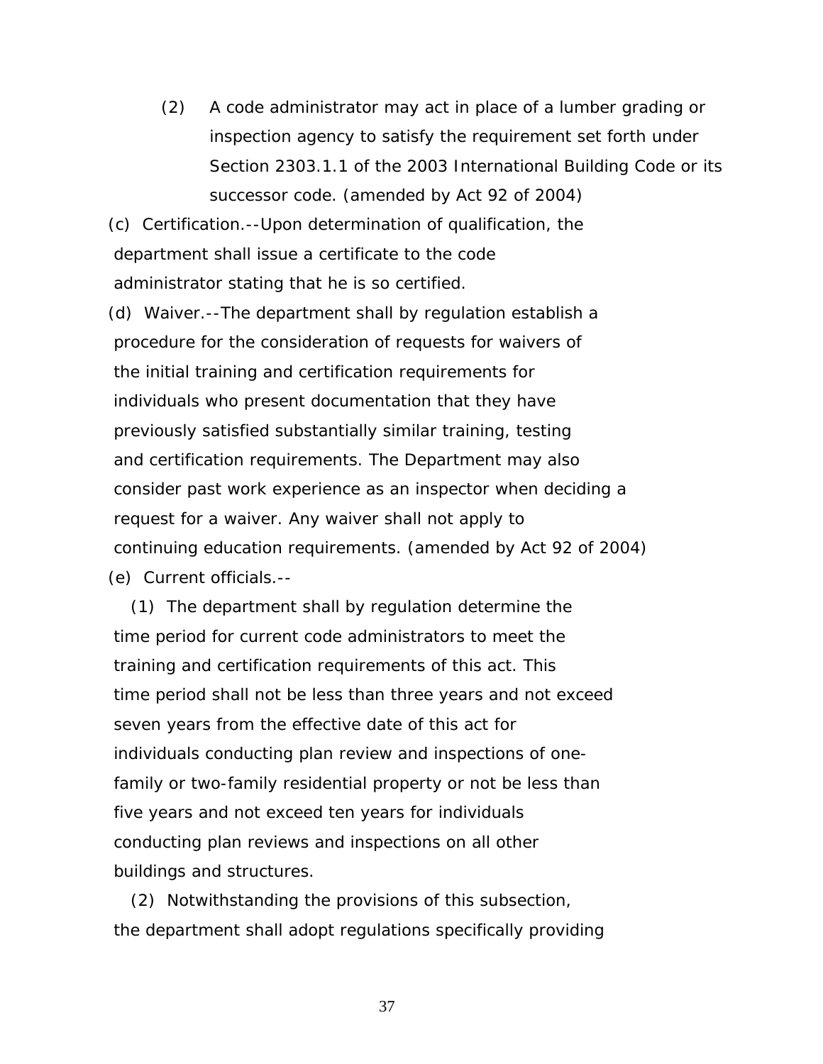(2) A code administrator may act in place of a lumber grading or inspection agency to satisfy the requirement set forth under Section 2303.1.1 of the 2003 International Building Code or its successor code. (amended by Act 92 of 2004)

(c) Certification.--Upon determination of qualification, the department shall issue a certificate to the code administrator stating that he is so certified.

(d) Waiver.--The department shall by regulation establish a procedure for the consideration of requests for waivers of the initial training and certification requirements for individuals who present documentation that they have previously satisfied substantially similar training, testing and certification requirements. The Department may also consider past work experience as an inspector when deciding a request for a waiver. Any waiver shall not apply to continuing education requirements. (amended by Act 92 of 2004)

(e) Current officials.--

(1) The department shall by regulation determine the time period for current code administrators to meet the training and certification requirements of this act. This time period shall not be less than three years and not exceed seven years from the effective date of this act for individuals conducting plan review and inspections of one-family or two-family residential property or not be less than five years and not exceed ten years for individuals conducting plan reviews and inspections on all other buildings and structures.

(2) Notwithstanding the provisions of this subsection, the department shall adopt regulations specifically providing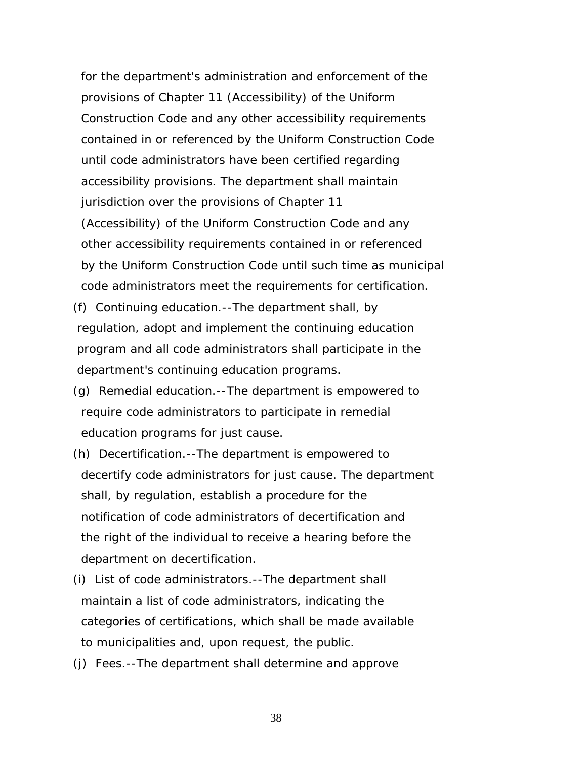for the department's administration and enforcement of the provisions of Chapter 11 (Accessibility) of the Uniform Construction Code and any other accessibility requirements contained in or referenced by the Uniform Construction Code until code administrators have been certified regarding accessibility provisions. The department shall maintain jurisdiction over the provisions of Chapter 11 (Accessibility) of the Uniform Construction Code and any other accessibility requirements contained in or referenced by the Uniform Construction Code until such time as municipal code administrators meet the requirements for certification.

(f) Continuing education.--The department shall, by regulation, adopt and implement the continuing education program and all code administrators shall participate in the department's continuing education programs.

(g) Remedial education.--The department is empowered to require code administrators to participate in remedial education programs for just cause.

(h) Decertification.--The department is empowered to decertify code administrators for just cause. The department shall, by regulation, establish a procedure for the notification of code administrators of decertification and the right of the individual to receive a hearing before the department on decertification.

(i) List of code administrators.--The department shall maintain a list of code administrators, indicating the categories of certifications, which shall be made available to municipalities and, upon request, the public.

(j) Fees.--The department shall determine and approve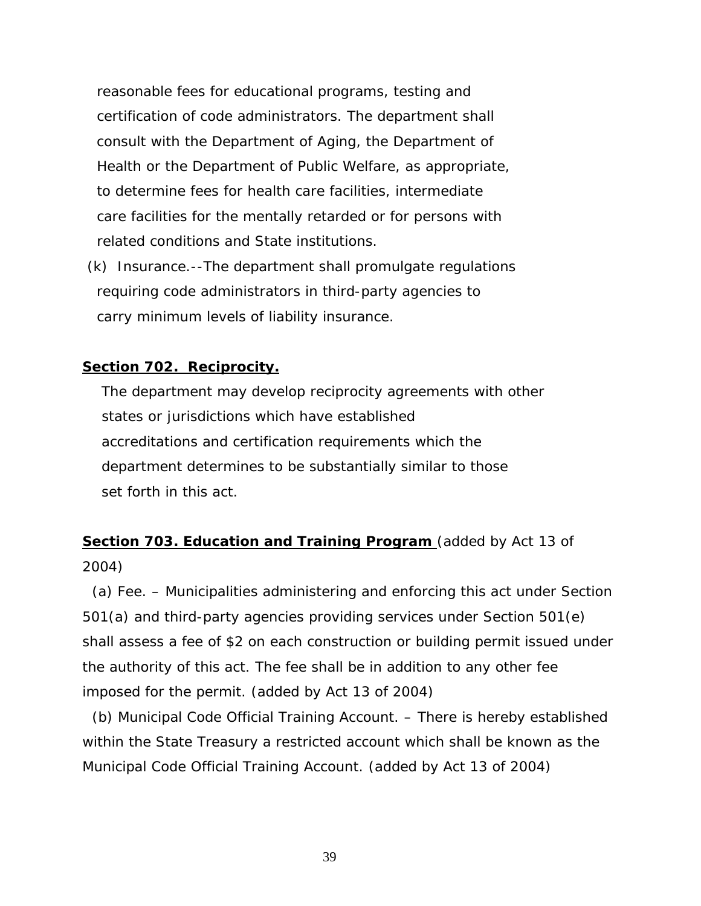reasonable fees for educational programs, testing and certification of code administrators. The department shall consult with the Department of Aging, the Department of Health or the Department of Public Welfare, as appropriate, to determine fees for health care facilities, intermediate care facilities for the mentally retarded or for persons with related conditions and State institutions.

(k) Insurance.--The department shall promulgate regulations requiring code administrators in third-party agencies to carry minimum levels of liability insurance.

**Section 702. Reciprocity.**

The department may develop reciprocity agreements with other states or jurisdictions which have established accreditations and certification requirements which the department determines to be substantially similar to those set forth in this act.

**Section 703. Education and Training Program** (added by Act 13 of 2004)

(a) Fee. – Municipalities administering and enforcing this act under Section 501(a) and third-party agencies providing services under Section 501(e) shall assess a fee of $2 on each construction or building permit issued under the authority of this act. The fee shall be in addition to any other fee imposed for the permit. (added by Act 13 of 2004)

(b) Municipal Code Official Training Account. – There is hereby established within the State Treasury a restricted account which shall be known as the Municipal Code Official Training Account. (added by Act 13 of 2004)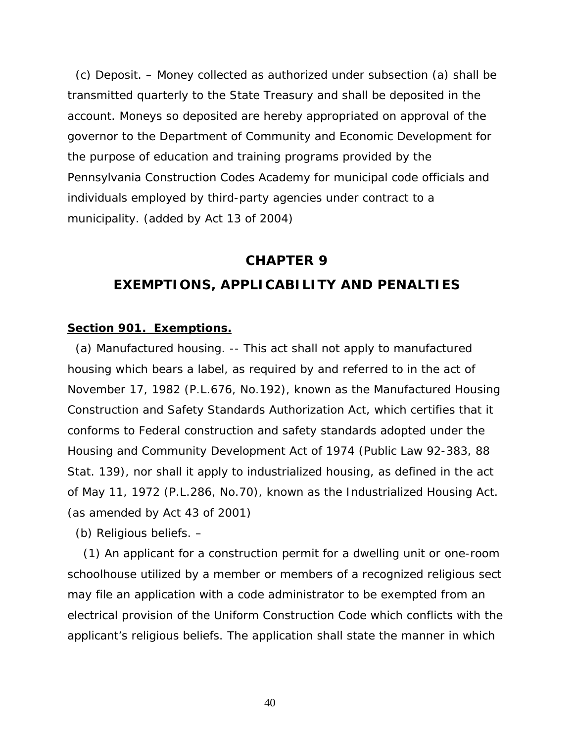(c) Deposit. – Money collected as authorized under subsection (a) shall be transmitted quarterly to the State Treasury and shall be deposited in the account. Moneys so deposited are hereby appropriated on approval of the governor to the Department of Community and Economic Development for the purpose of education and training programs provided by the Pennsylvania Construction Codes Academy for municipal code officials and individuals employed by third-party agencies under contract to a municipality. (added by Act 13 of 2004)

# CHAPTER 9

# EXEMPTIONS, APPLICABILITY AND PENALTIES

**Section 901. Exemptions.**

(a) Manufactured housing. -- This act shall not apply to manufactured housing which bears a label, as required by and referred to in the act of November 17, 1982 (P.L.676, No.192), known as the Manufactured Housing Construction and Safety Standards Authorization Act, which certifies that it conforms to Federal construction and safety standards adopted under the Housing and Community Development Act of 1974 (Public Law 92-383, 88 Stat. 139), nor shall it apply to industrialized housing, as defined in the act of May 11, 1972 (P.L.286, No.70), known as the Industrialized Housing Act. (as amended by Act 43 of 2001)

(b) Religious beliefs. –

(1) An applicant for a construction permit for a dwelling unit or one-room schoolhouse utilized by a member or members of a recognized religious sect may file an application with a code administrator to be exempted from an electrical provision of the Uniform Construction Code which conflicts with the applicant's religious beliefs. The application shall state the manner in which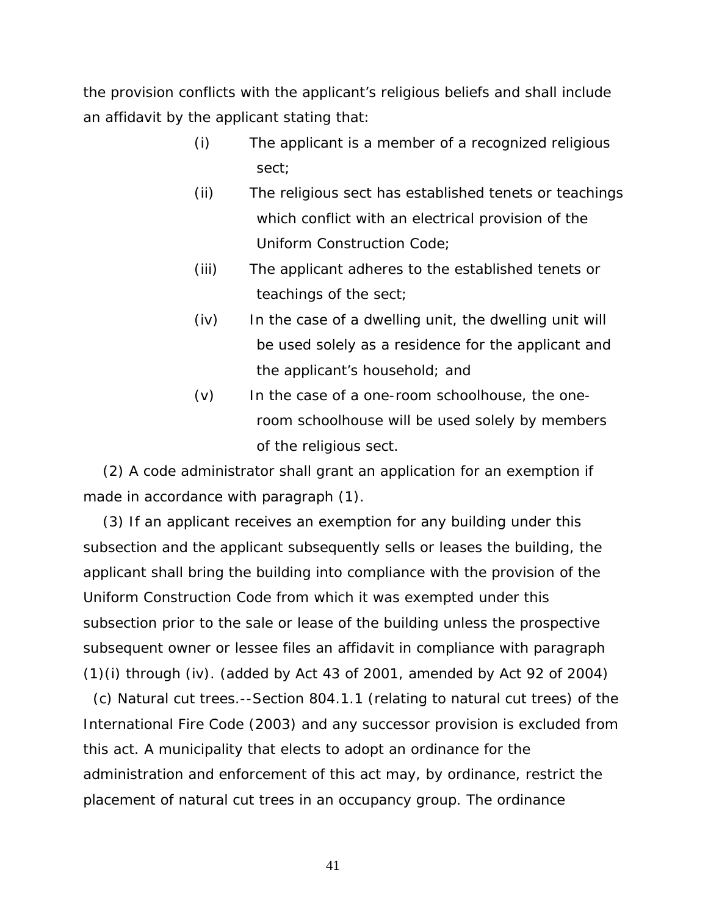the provision conflicts with the applicant's religious beliefs and shall include an affidavit by the applicant stating that:

(i) The applicant is a member of a recognized religious sect;

(ii) The religious sect has established tenets or teachings which conflict with an electrical provision of the Uniform Construction Code;

(iii) The applicant adheres to the established tenets or teachings of the sect;

(iv) In the case of a dwelling unit, the dwelling unit will be used solely as a residence for the applicant and the applicant's household; and

(v) In the case of a one-room schoolhouse, the one-room schoolhouse will be used solely by members of the religious sect.

(2) A code administrator shall grant an application for an exemption if made in accordance with paragraph (1).

(3) If an applicant receives an exemption for any building under this subsection and the applicant subsequently sells or leases the building, the applicant shall bring the building into compliance with the provision of the Uniform Construction Code from which it was exempted under this subsection prior to the sale or lease of the building unless the prospective subsequent owner or lessee files an affidavit in compliance with paragraph (1)(i) through (iv). (added by Act 43 of 2001, amended by Act 92 of 2004)

(c) Natural cut trees.--Section 804.1.1 (relating to natural cut trees) of the International Fire Code (2003) and any successor provision is excluded from this act. A municipality that elects to adopt an ordinance for the administration and enforcement of this act may, by ordinance, restrict the placement of natural cut trees in an occupancy group. The ordinance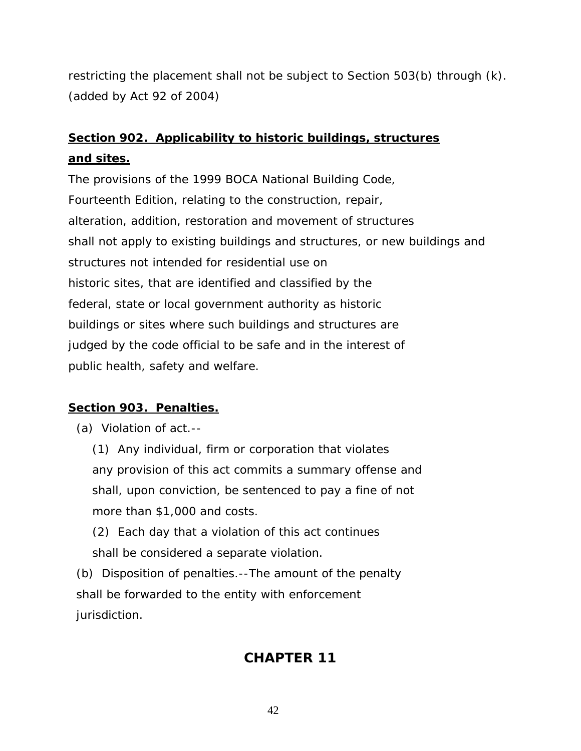restricting the placement shall not be subject to Section 503(b) through (k). (added by Act 92 of 2004)

**Section 902. Applicability to historic buildings, structures and sites.**

The provisions of the 1999 BOCA National Building Code, Fourteenth Edition, relating to the construction, repair, alteration, addition, restoration and movement of structures shall not apply to existing buildings and structures, or new buildings and structures not intended for residential use on historic sites, that are identified and classified by the federal, state or local government authority as historic buildings or sites where such buildings and structures are judged by the code official to be safe and in the interest of public health, safety and welfare.

**Section 903. Penalties.**

(a) Violation of act.--

(1) Any individual, firm or corporation that violates any provision of this act commits a summary offense and shall, upon conviction, be sentenced to pay a fine of not more than $1,000 and costs.

(2) Each day that a violation of this act continues shall be considered a separate violation.

(b) Disposition of penalties.--The amount of the penalty shall be forwarded to the entity with enforcement jurisdiction.

## CHAPTER 11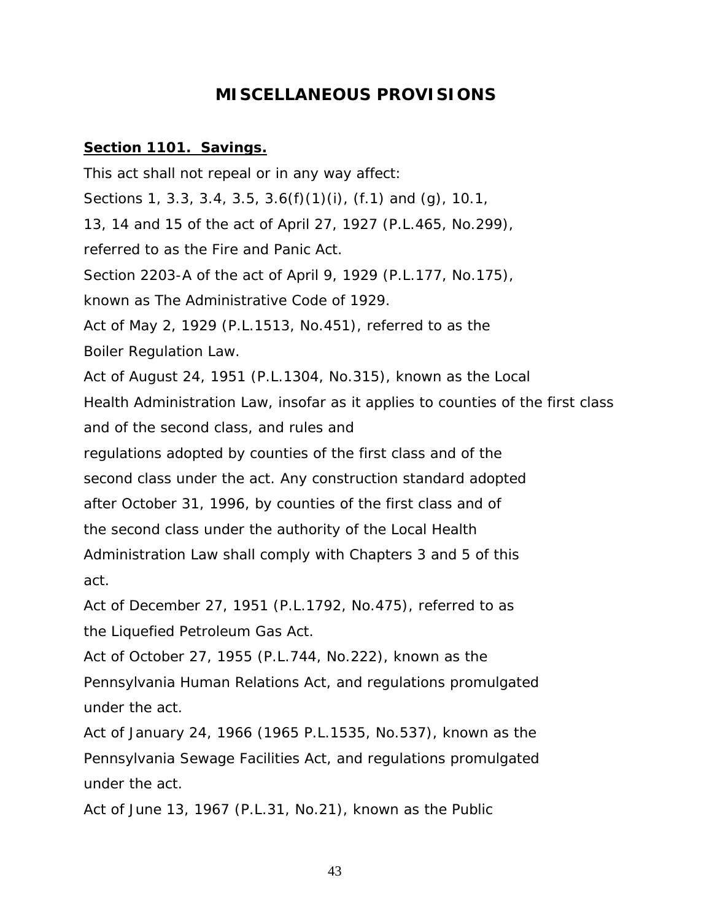## MISCELLANEOUS PROVISIONS

**Section 1101. Savings.**

This act shall not repeal or in any way affect:

Sections 1, 3.3, 3.4, 3.5, 3.6(f)(1)(i), (f.1) and (g), 10.1, 13, 14 and 15 of the act of April 27, 1927 (P.L.465, No.299), referred to as the Fire and Panic Act.

Section 2203-A of the act of April 9, 1929 (P.L.177, No.175), known as The Administrative Code of 1929.

Act of May 2, 1929 (P.L.1513, No.451), referred to as the Boiler Regulation Law.

Act of August 24, 1951 (P.L.1304, No.315), known as the Local Health Administration Law, insofar as it applies to counties of the first class and of the second class, and rules and regulations adopted by counties of the first class and of the second class under the act. Any construction standard adopted after October 31, 1996, by counties of the first class and of the second class under the authority of the Local Health Administration Law shall comply with Chapters 3 and 5 of this act.

Act of December 27, 1951 (P.L.1792, No.475), referred to as the Liquefied Petroleum Gas Act.

Act of October 27, 1955 (P.L.744, No.222), known as the Pennsylvania Human Relations Act, and regulations promulgated under the act.

Act of January 24, 1966 (1965 P.L.1535, No.537), known as the Pennsylvania Sewage Facilities Act, and regulations promulgated under the act.

Act of June 13, 1967 (P.L.31, No.21), known as the Public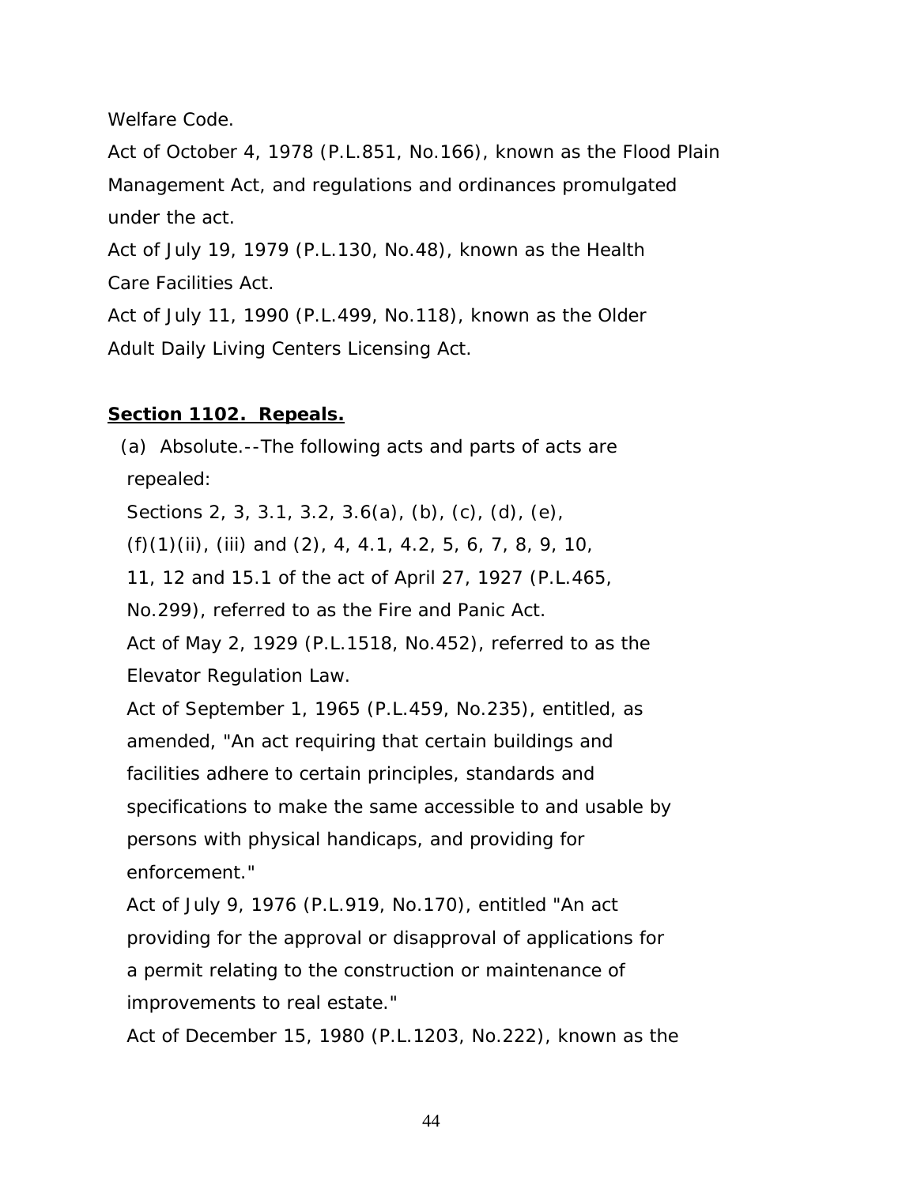Welfare Code.

Act of October 4, 1978 (P.L.851, No.166), known as the Flood Plain Management Act, and regulations and ordinances promulgated under the act.

Act of July 19, 1979 (P.L.130, No.48), known as the Health Care Facilities Act.

Act of July 11, 1990 (P.L.499, No.118), known as the Older Adult Daily Living Centers Licensing Act.

**Section 1102. Repeals.**

(a) Absolute.--The following acts and parts of acts are repealed:

Sections 2, 3, 3.1, 3.2, 3.6(a), (b), (c), (d), (e), (f)(1)(ii), (iii) and (2), 4, 4.1, 4.2, 5, 6, 7, 8, 9, 10, 11, 12 and 15.1 of the act of April 27, 1927 (P.L.465, No.299), referred to as the Fire and Panic Act.

Act of May 2, 1929 (P.L.1518, No.452), referred to as the Elevator Regulation Law.

Act of September 1, 1965 (P.L.459, No.235), entitled, as amended, "An act requiring that certain buildings and facilities adhere to certain principles, standards and specifications to make the same accessible to and usable by persons with physical handicaps, and providing for enforcement."

Act of July 9, 1976 (P.L.919, No.170), entitled "An act providing for the approval or disapproval of applications for a permit relating to the construction or maintenance of improvements to real estate."

Act of December 15, 1980 (P.L.1203, No.222), known as the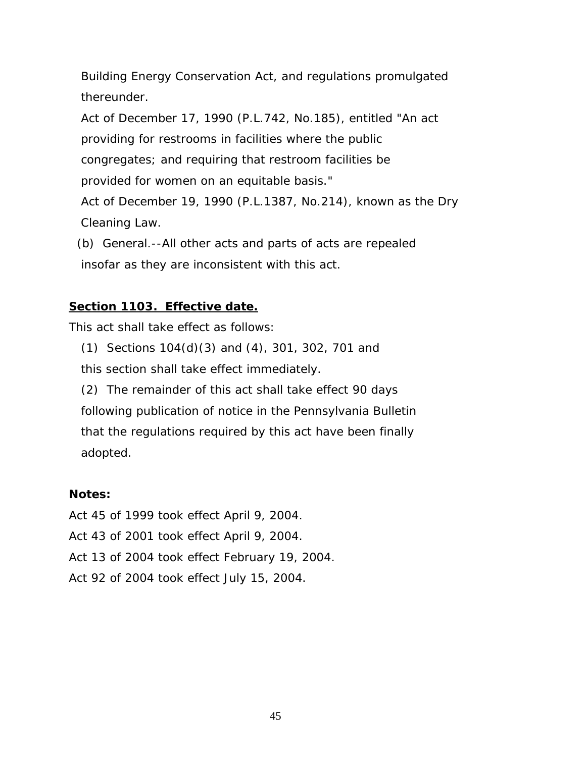Building Energy Conservation Act, and regulations promulgated thereunder.

Act of December 17, 1990 (P.L.742, No.185), entitled "An act providing for restrooms in facilities where the public congregates; and requiring that restroom facilities be provided for women on an equitable basis."

Act of December 19, 1990 (P.L.1387, No.214), known as the Dry Cleaning Law.

(b) General.--All other acts and parts of acts are repealed insofar as they are inconsistent with this act.

**Section 1103. Effective date.**

This act shall take effect as follows:

(1) Sections 104(d)(3) and (4), 301, 302, 701 and this section shall take effect immediately.

(2) The remainder of this act shall take effect 90 days following publication of notice in the Pennsylvania Bulletin that the regulations required by this act have been finally adopted.

**Notes:**

Act 45 of 1999 took effect April 9, 2004.

Act 43 of 2001 took effect April 9, 2004.

Act 13 of 2004 took effect February 19, 2004.

Act 92 of 2004 took effect July 15, 2004.